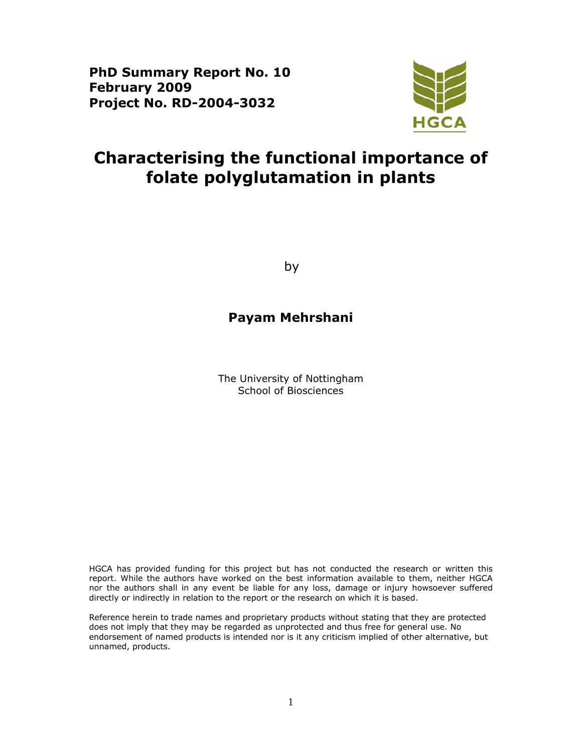**PhD Summary Report No. 10**
**February 2009**
**Project No. RD-2004-3032**

HGCA

# Characterising the functional importance of folate polyglutamation in plants

by

**Payam Mehrshani**

The University of Nottingham
School of Biosciences

HGCA has provided funding for this project but has not conducted the research or written this report. While the authors have worked on the best information available to them, neither HGCA nor the authors shall in any event be liable for any loss, damage or injury howsoever suffered directly or indirectly in relation to the report or the research on which it is based.

Reference herein to trade names and proprietary products without stating that they are protected does not imply that they may be regarded as unprotected and thus free for general use. No endorsement of named products is intended nor is it any criticism implied of other alternative, but unnamed, products.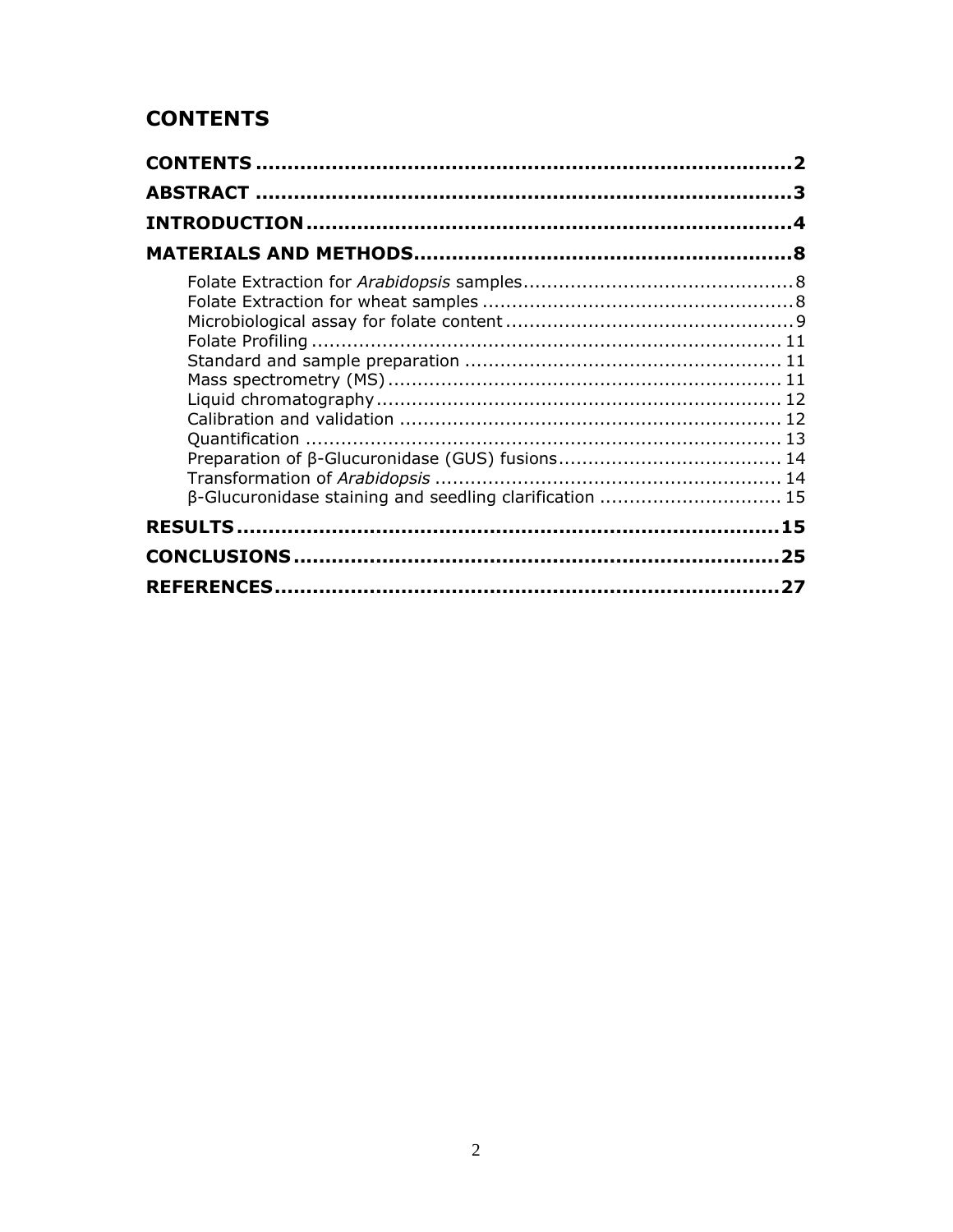# CONTENTS

**CONTENTS** .......... **2**

**ABSTRACT** .......... **3**

**INTRODUCTION** .......... **4**

**MATERIALS AND METHODS** .......... **8**

- Folate Extraction for *Arabidopsis* samples .......... 8
- Folate Extraction for wheat samples .......... 8
- Microbiological assay for folate content .......... 9
- Folate Profiling .......... 11
- Standard and sample preparation .......... 11
- Mass spectrometry (MS) .......... 11
- Liquid chromatography .......... 12
- Calibration and validation .......... 12
- Quantification .......... 13
- Preparation of β-Glucuronidase (GUS) fusions .......... 14
- Transformation of *Arabidopsis* .......... 14
- β-Glucuronidase staining and seedling clarification .......... 15

**RESULTS** .......... **15**

**CONCLUSIONS** .......... **25**

**REFERENCES** .......... **27**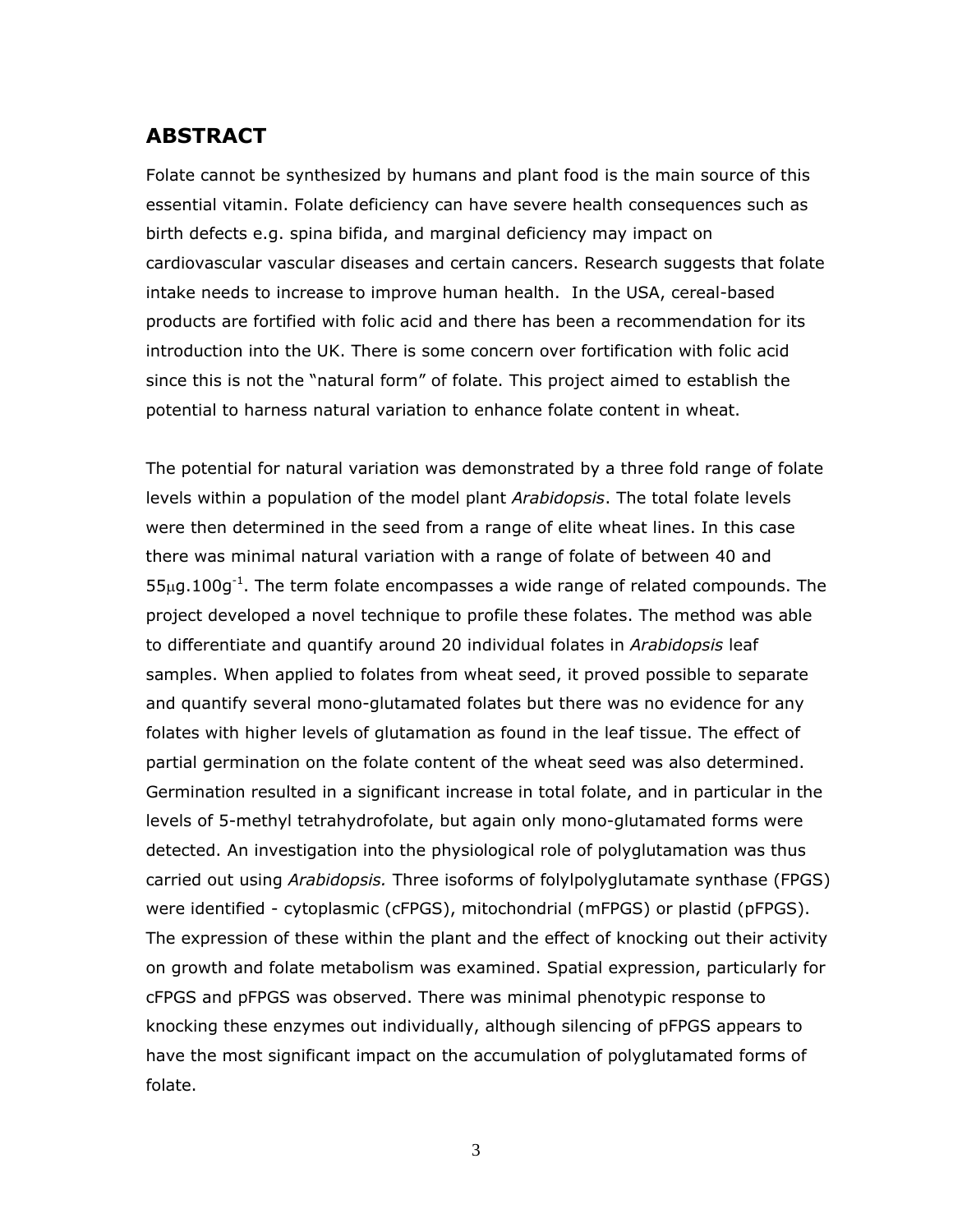## ABSTRACT

Folate cannot be synthesized by humans and plant food is the main source of this essential vitamin. Folate deficiency can have severe health consequences such as birth defects e.g. spina bifida, and marginal deficiency may impact on cardiovascular vascular diseases and certain cancers. Research suggests that folate intake needs to increase to improve human health. In the USA, cereal-based products are fortified with folic acid and there has been a recommendation for its introduction into the UK. There is some concern over fortification with folic acid since this is not the "natural form" of folate. This project aimed to establish the potential to harness natural variation to enhance folate content in wheat.

The potential for natural variation was demonstrated by a three fold range of folate levels within a population of the model plant *Arabidopsis*. The total folate levels were then determined in the seed from a range of elite wheat lines. In this case there was minimal natural variation with a range of folate of between 40 and $55\mu g.100g^{-1}$. The term folate encompasses a wide range of related compounds. The project developed a novel technique to profile these folates. The method was able to differentiate and quantify around 20 individual folates in *Arabidopsis* leaf samples. When applied to folates from wheat seed, it proved possible to separate and quantify several mono-glutamated folates but there was no evidence for any folates with higher levels of glutamation as found in the leaf tissue. The effect of partial germination on the folate content of the wheat seed was also determined. Germination resulted in a significant increase in total folate, and in particular in the levels of 5-methyl tetrahydrofolate, but again only mono-glutamated forms were detected. An investigation into the physiological role of polyglutamation was thus carried out using *Arabidopsis.* Three isoforms of folylpolyglutamate synthase (FPGS) were identified - cytoplasmic (cFPGS), mitochondrial (mFPGS) or plastid (pFPGS). The expression of these within the plant and the effect of knocking out their activity on growth and folate metabolism was examined. Spatial expression, particularly for cFPGS and pFPGS was observed. There was minimal phenotypic response to knocking these enzymes out individually, although silencing of pFPGS appears to have the most significant impact on the accumulation of polyglutamated forms of folate.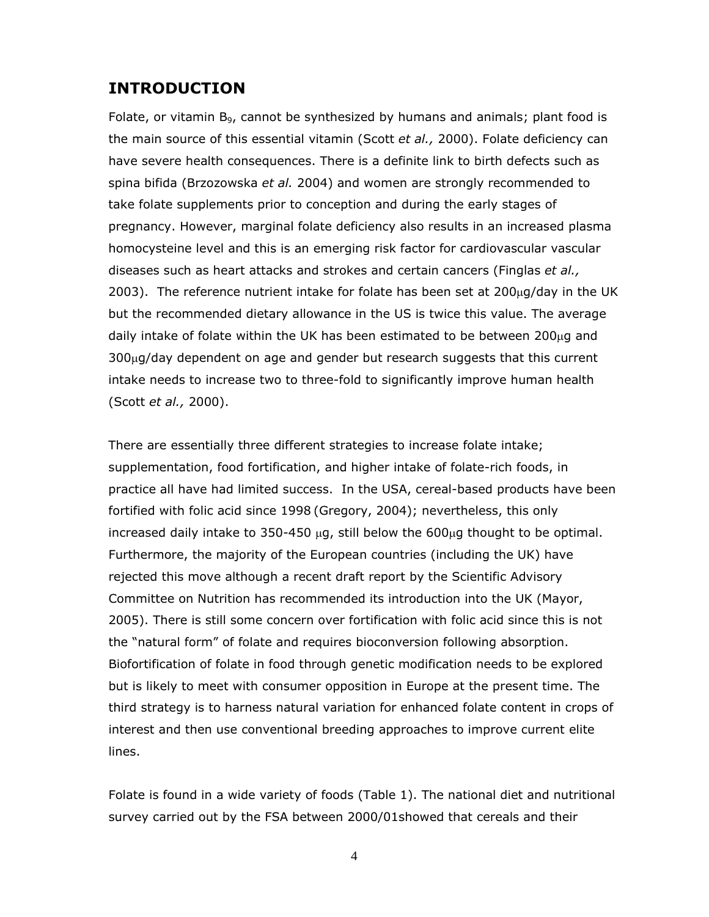## INTRODUCTION

Folate, or vitamin $B_9$, cannot be synthesized by humans and animals; plant food is the main source of this essential vitamin (Scott *et al.,* 2000). Folate deficiency can have severe health consequences. There is a definite link to birth defects such as spina bifida (Brzozowska *et al.* 2004) and women are strongly recommended to take folate supplements prior to conception and during the early stages of pregnancy. However, marginal folate deficiency also results in an increased plasma homocysteine level and this is an emerging risk factor for cardiovascular vascular diseases such as heart attacks and strokes and certain cancers (Finglas *et al.,* 2003). The reference nutrient intake for folate has been set at 200μg/day in the UK but the recommended dietary allowance in the US is twice this value. The average daily intake of folate within the UK has been estimated to be between 200μg and 300μg/day dependent on age and gender but research suggests that this current intake needs to increase two to three-fold to significantly improve human health (Scott *et al.,* 2000).

There are essentially three different strategies to increase folate intake; supplementation, food fortification, and higher intake of folate-rich foods, in practice all have had limited success. In the USA, cereal-based products have been fortified with folic acid since 1998 (Gregory, 2004); nevertheless, this only increased daily intake to 350-450 μg, still below the 600μg thought to be optimal. Furthermore, the majority of the European countries (including the UK) have rejected this move although a recent draft report by the Scientific Advisory Committee on Nutrition has recommended its introduction into the UK (Mayor, 2005). There is still some concern over fortification with folic acid since this is not the "natural form" of folate and requires bioconversion following absorption. Biofortification of folate in food through genetic modification needs to be explored but is likely to meet with consumer opposition in Europe at the present time. The third strategy is to harness natural variation for enhanced folate content in crops of interest and then use conventional breeding approaches to improve current elite lines.

Folate is found in a wide variety of foods (Table 1). The national diet and nutritional survey carried out by the FSA between 2000/01showed that cereals and their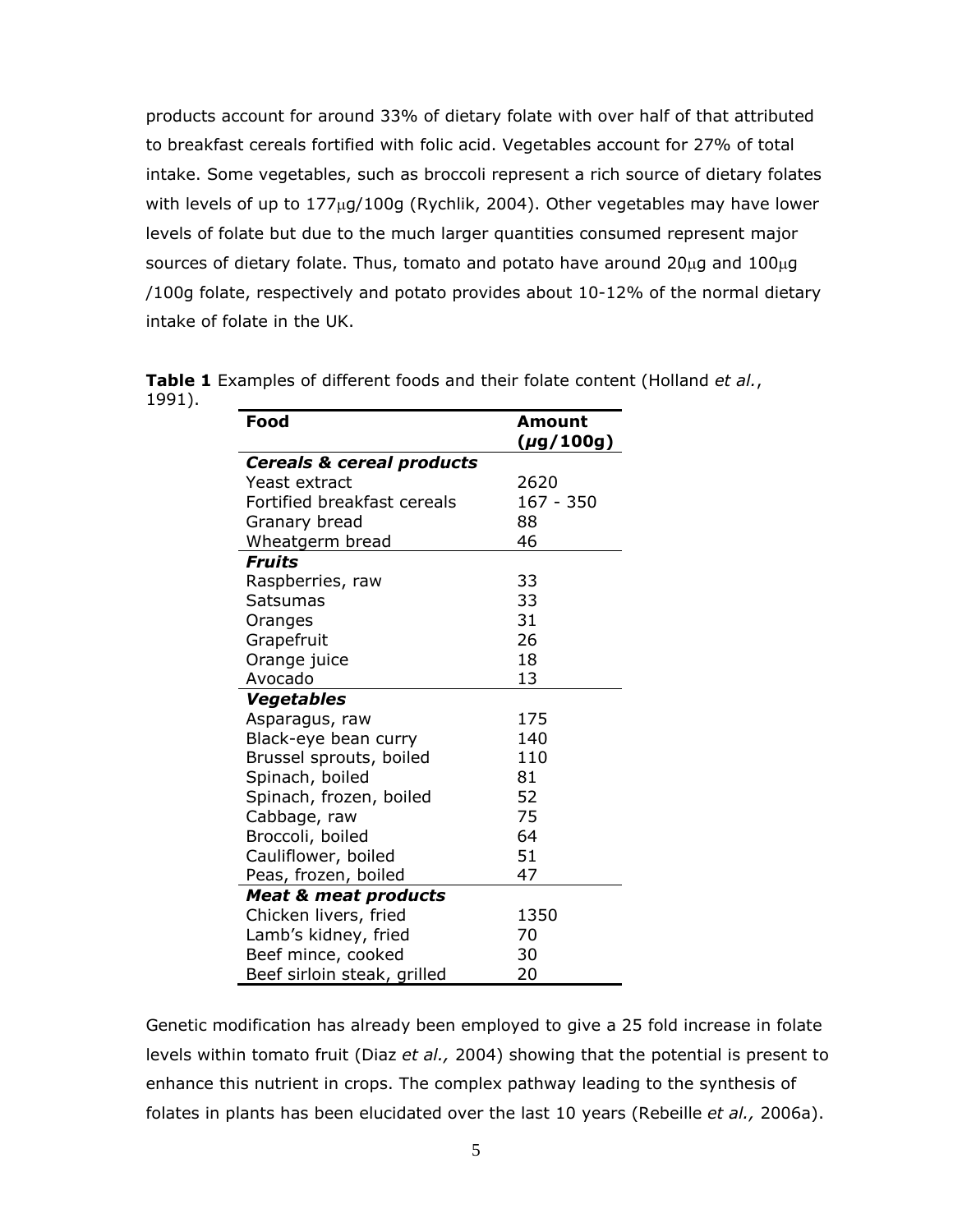products account for around 33% of dietary folate with over half of that attributed to breakfast cereals fortified with folic acid. Vegetables account for 27% of total intake. Some vegetables, such as broccoli represent a rich source of dietary folates with levels of up to 177μg/100g (Rychlik, 2004). Other vegetables may have lower levels of folate but due to the much larger quantities consumed represent major sources of dietary folate. Thus, tomato and potato have around 20μg and 100μg /100g folate, respectively and potato provides about 10-12% of the normal dietary intake of folate in the UK.

**Table 1** Examples of different foods and their folate content (Holland *et al.*, 1991).

| Food | Amount (*μg/100g*) |
|---|---|
| ***Cereals & cereal products*** | |
| Yeast extract | 2620 |
| Fortified breakfast cereals | 167 - 350 |
| Granary bread | 88 |
| Wheatgerm bread | 46 |
| ***Fruits*** | |
| Raspberries, raw | 33 |
| Satsumas | 33 |
| Oranges | 31 |
| Grapefruit | 26 |
| Orange juice | 18 |
| Avocado | 13 |
| ***Vegetables*** | |
| Asparagus, raw | 175 |
| Black-eye bean curry | 140 |
| Brussel sprouts, boiled | 110 |
| Spinach, boiled | 81 |
| Spinach, frozen, boiled | 52 |
| Cabbage, raw | 75 |
| Broccoli, boiled | 64 |
| Cauliflower, boiled | 51 |
| Peas, frozen, boiled | 47 |
| ***Meat & meat products*** | |
| Chicken livers, fried | 1350 |
| Lamb's kidney, fried | 70 |
| Beef mince, cooked | 30 |
| Beef sirloin steak, grilled | 20 |

Genetic modification has already been employed to give a 25 fold increase in folate levels within tomato fruit (Diaz *et al.,* 2004) showing that the potential is present to enhance this nutrient in crops. The complex pathway leading to the synthesis of folates in plants has been elucidated over the last 10 years (Rebeille *et al.,* 2006a).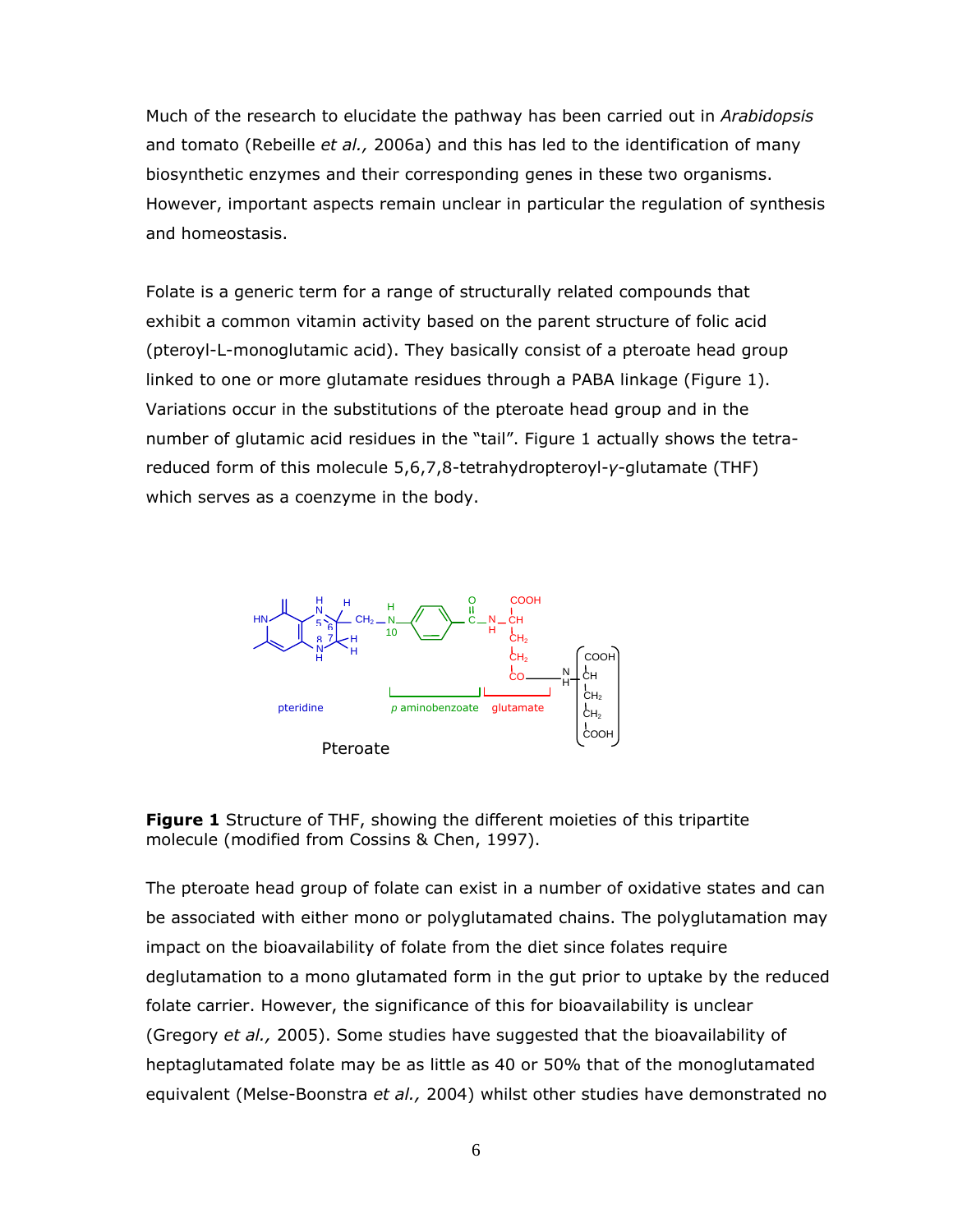Much of the research to elucidate the pathway has been carried out in *Arabidopsis* and tomato (Rebeille *et al.,* 2006a) and this has led to the identification of many biosynthetic enzymes and their corresponding genes in these two organisms. However, important aspects remain unclear in particular the regulation of synthesis and homeostasis.

Folate is a generic term for a range of structurally related compounds that exhibit a common vitamin activity based on the parent structure of folic acid (pteroyl-L-monoglutamic acid). They basically consist of a pteroate head group linked to one or more glutamate residues through a PABA linkage (Figure 1). Variations occur in the substitutions of the pteroate head group and in the number of glutamic acid residues in the "tail". Figure 1 actually shows the tetra-reduced form of this molecule 5,6,7,8-tetrahydropteroyl-γ-glutamate (THF) which serves as a coenzyme in the body.

**Figure 1** Structure of THF, showing the different moieties of this tripartite molecule (modified from Cossins & Chen, 1997).

The pteroate head group of folate can exist in a number of oxidative states and can be associated with either mono or polyglutamated chains. The polyglutamation may impact on the bioavailability of folate from the diet since folates require deglutamation to a mono glutamated form in the gut prior to uptake by the reduced folate carrier. However, the significance of this for bioavailability is unclear (Gregory *et al.,* 2005). Some studies have suggested that the bioavailability of heptaglutamated folate may be as little as 40 or 50% that of the monoglutamated equivalent (Melse-Boonstra *et al.,* 2004) whilst other studies have demonstrated no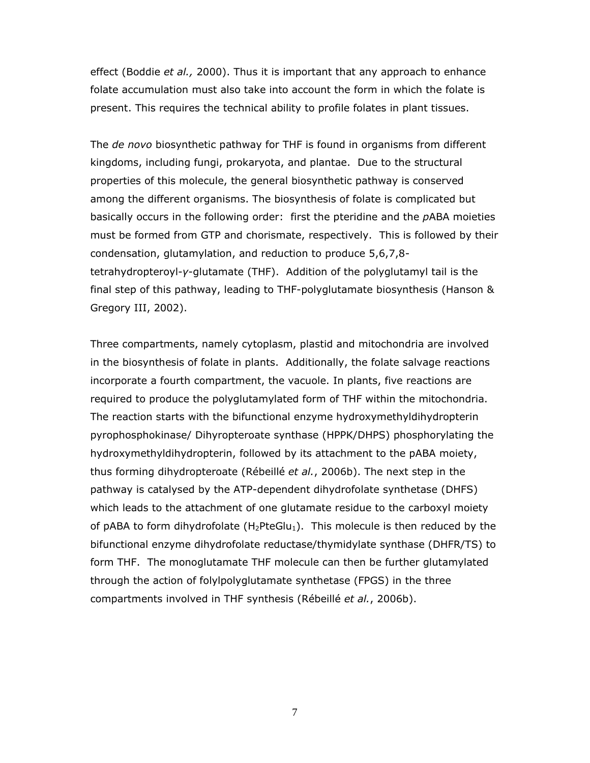effect (Boddie *et al.,* 2000). Thus it is important that any approach to enhance folate accumulation must also take into account the form in which the folate is present. This requires the technical ability to profile folates in plant tissues.

The *de novo* biosynthetic pathway for THF is found in organisms from different kingdoms, including fungi, prokaryota, and plantae. Due to the structural properties of this molecule, the general biosynthetic pathway is conserved among the different organisms. The biosynthesis of folate is complicated but basically occurs in the following order: first the pteridine and the *p*ABA moieties must be formed from GTP and chorismate, respectively. This is followed by their condensation, glutamylation, and reduction to produce 5,6,7,8-tetrahydropteroyl-*γ*-glutamate (THF). Addition of the polyglutamyl tail is the final step of this pathway, leading to THF-polyglutamate biosynthesis (Hanson & Gregory III, 2002).

Three compartments, namely cytoplasm, plastid and mitochondria are involved in the biosynthesis of folate in plants. Additionally, the folate salvage reactions incorporate a fourth compartment, the vacuole. In plants, five reactions are required to produce the polyglutamylated form of THF within the mitochondria. The reaction starts with the bifunctional enzyme hydroxymethyldihydropterin pyrophosphokinase/ Dihyropteroate synthase (HPPK/DHPS) phosphorylating the hydroxymethyldihydropterin, followed by its attachment to the pABA moiety, thus forming dihydropteroate (Rébeillé *et al.*, 2006b). The next step in the pathway is catalysed by the ATP-dependent dihydrofolate synthetase (DHFS) which leads to the attachment of one glutamate residue to the carboxyl moiety of pABA to form dihydrofolate ($H_2PteGlu_1$). This molecule is then reduced by the bifunctional enzyme dihydrofolate reductase/thymidylate synthase (DHFR/TS) to form THF. The monoglutamate THF molecule can then be further glutamylated through the action of folylpolyglutamate synthetase (FPGS) in the three compartments involved in THF synthesis (Rébeillé *et al.*, 2006b).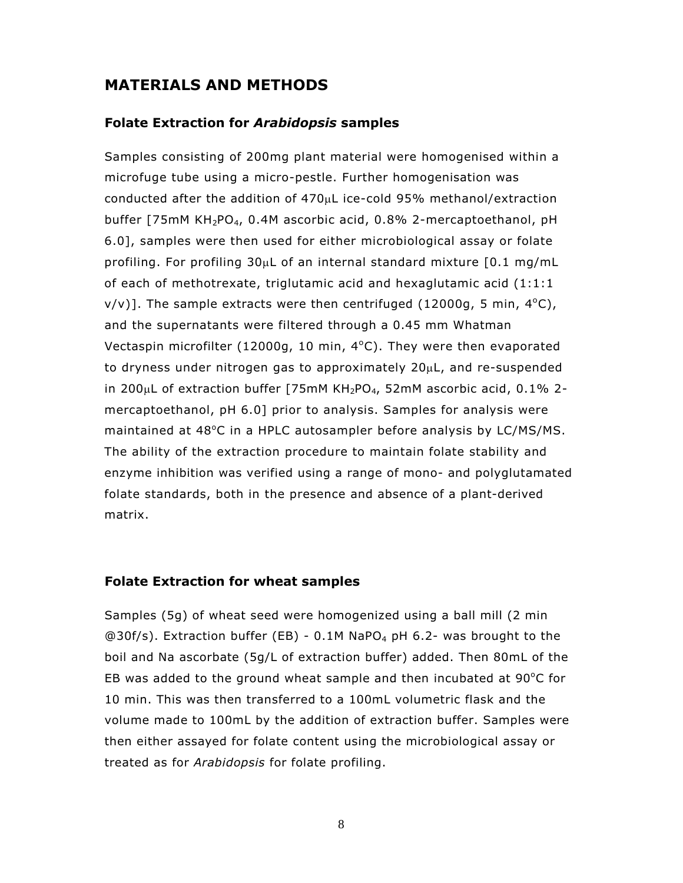## MATERIALS AND METHODS

### Folate Extraction for *Arabidopsis* samples

Samples consisting of 200mg plant material were homogenised within a microfuge tube using a micro-pestle. Further homogenisation was conducted after the addition of 470μL ice-cold 95% methanol/extraction buffer [75mM $KH_2PO_4$, 0.4M ascorbic acid, 0.8% 2-mercaptoethanol, pH 6.0], samples were then used for either microbiological assay or folate profiling. For profiling 30μL of an internal standard mixture [0.1 mg/mL of each of methotrexate, triglutamic acid and hexaglutamic acid (1:1:1 v/v)]. The sample extracts were then centrifuged (12000g, 5 min, 4°C), and the supernatants were filtered through a 0.45 mm Whatman Vectaspin microfilter (12000g, 10 min, 4°C). They were then evaporated to dryness under nitrogen gas to approximately 20μL, and re-suspended in 200μL of extraction buffer [75mM $KH_2PO_4$, 52mM ascorbic acid, 0.1% 2-mercaptoethanol, pH 6.0] prior to analysis. Samples for analysis were maintained at 48°C in a HPLC autosampler before analysis by LC/MS/MS. The ability of the extraction procedure to maintain folate stability and enzyme inhibition was verified using a range of mono- and polyglutamated folate standards, both in the presence and absence of a plant-derived matrix.

### Folate Extraction for wheat samples

Samples (5g) of wheat seed were homogenized using a ball mill (2 min @30f/s). Extraction buffer (EB) - 0.1M $NaPO_4$ pH 6.2- was brought to the boil and Na ascorbate (5g/L of extraction buffer) added. Then 80mL of the EB was added to the ground wheat sample and then incubated at 90°C for 10 min. This was then transferred to a 100mL volumetric flask and the volume made to 100mL by the addition of extraction buffer. Samples were then either assayed for folate content using the microbiological assay or treated as for *Arabidopsis* for folate profiling.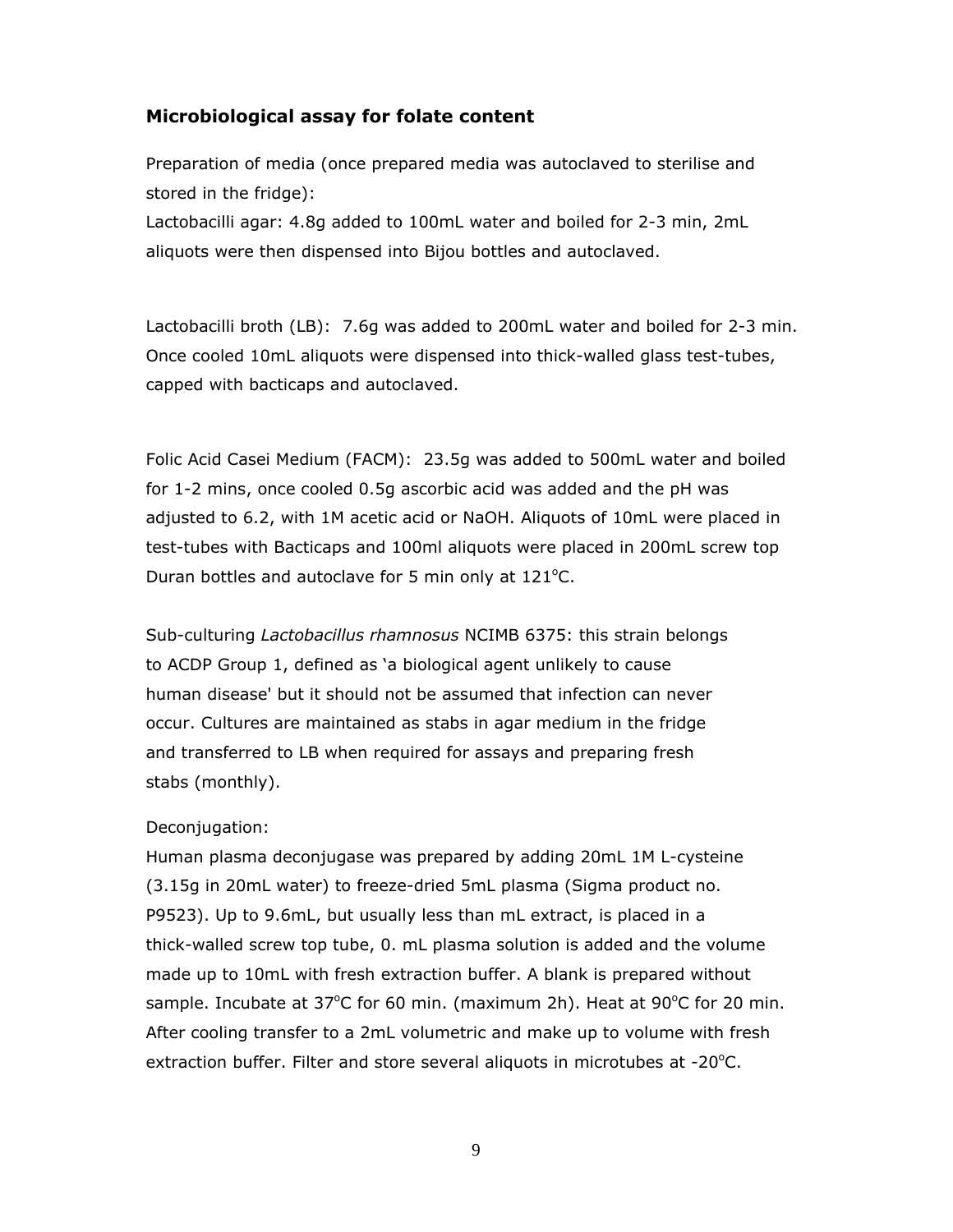## Microbiological assay for folate content

Preparation of media (once prepared media was autoclaved to sterilise and stored in the fridge):
Lactobacilli agar: 4.8g added to 100mL water and boiled for 2-3 min, 2mL aliquots were then dispensed into Bijou bottles and autoclaved.

Lactobacilli broth (LB): 7.6g was added to 200mL water and boiled for 2-3 min. Once cooled 10mL aliquots were dispensed into thick-walled glass test-tubes, capped with bacticaps and autoclaved.

Folic Acid Casei Medium (FACM): 23.5g was added to 500mL water and boiled for 1-2 mins, once cooled 0.5g ascorbic acid was added and the pH was adjusted to 6.2, with 1M acetic acid or NaOH. Aliquots of 10mL were placed in test-tubes with Bacticaps and 100ml aliquots were placed in 200mL screw top Duran bottles and autoclave for 5 min only at 121°C.

Sub-culturing *Lactobacillus rhamnosus* NCIMB 6375: this strain belongs to ACDP Group 1, defined as 'a biological agent unlikely to cause human disease' but it should not be assumed that infection can never occur. Cultures are maintained as stabs in agar medium in the fridge and transferred to LB when required for assays and preparing fresh stabs (monthly).

Deconjugation:
Human plasma deconjugase was prepared by adding 20mL 1M L-cysteine (3.15g in 20mL water) to freeze-dried 5mL plasma (Sigma product no. P9523). Up to 9.6mL, but usually less than mL extract, is placed in a thick-walled screw top tube, 0. mL plasma solution is added and the volume made up to 10mL with fresh extraction buffer. A blank is prepared without sample. Incubate at 37°C for 60 min. (maximum 2h). Heat at 90°C for 20 min. After cooling transfer to a 2mL volumetric and make up to volume with fresh extraction buffer. Filter and store several aliquots in microtubes at -20°C.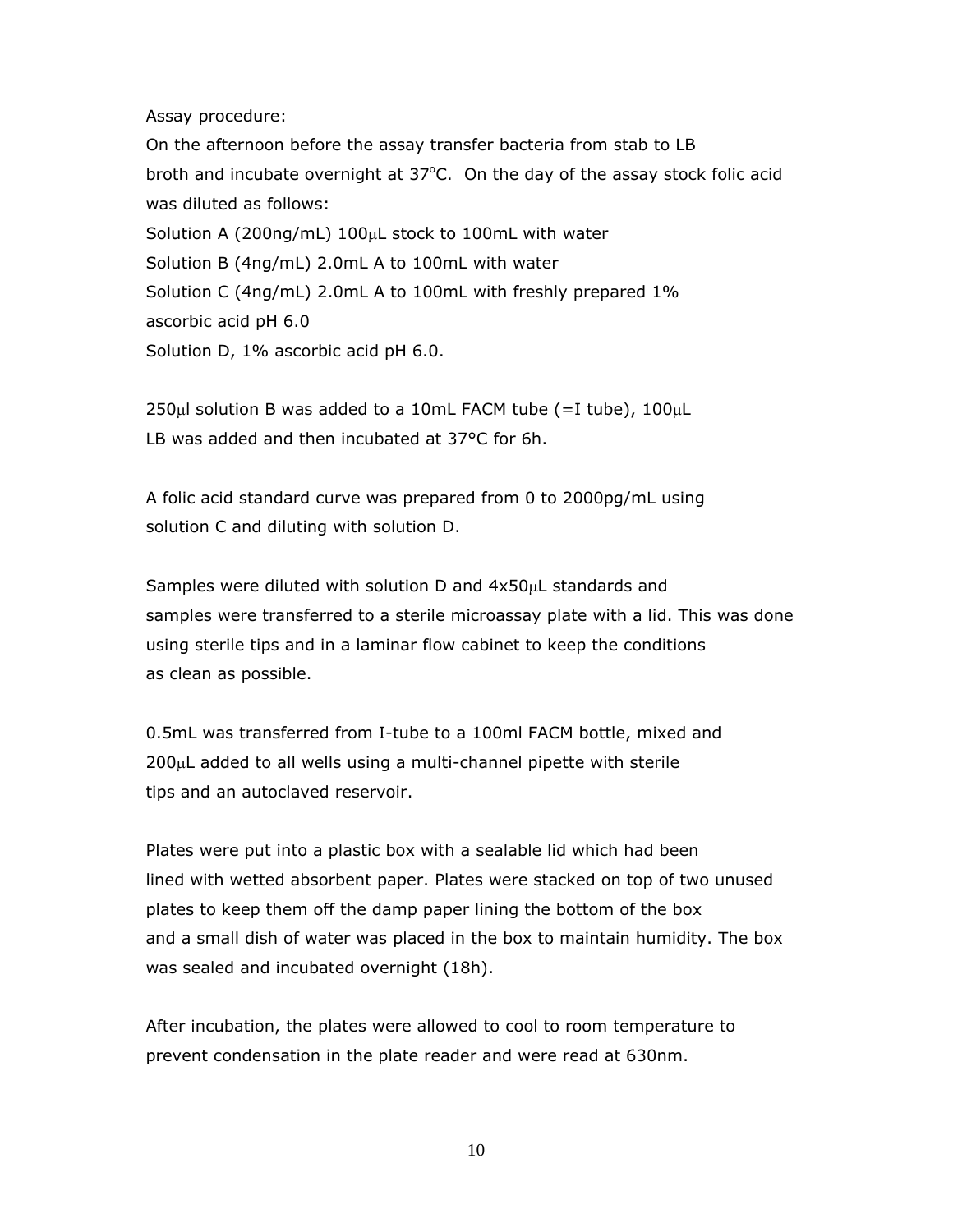Assay procedure:

On the afternoon before the assay transfer bacteria from stab to LB broth and incubate overnight at 37°C. On the day of the assay stock folic acid was diluted as follows:

Solution A (200ng/mL) 100μL stock to 100mL with water

Solution B (4ng/mL) 2.0mL A to 100mL with water

Solution C (4ng/mL) 2.0mL A to 100mL with freshly prepared 1% ascorbic acid pH 6.0

Solution D, 1% ascorbic acid pH 6.0.

250μl solution B was added to a 10mL FACM tube (=I tube), 100μL LB was added and then incubated at 37°C for 6h.

A folic acid standard curve was prepared from 0 to 2000pg/mL using solution C and diluting with solution D.

Samples were diluted with solution D and 4x50μL standards and samples were transferred to a sterile microassay plate with a lid. This was done using sterile tips and in a laminar flow cabinet to keep the conditions as clean as possible.

0.5mL was transferred from I-tube to a 100ml FACM bottle, mixed and 200μL added to all wells using a multi-channel pipette with sterile tips and an autoclaved reservoir.

Plates were put into a plastic box with a sealable lid which had been lined with wetted absorbent paper. Plates were stacked on top of two unused plates to keep them off the damp paper lining the bottom of the box and a small dish of water was placed in the box to maintain humidity. The box was sealed and incubated overnight (18h).

After incubation, the plates were allowed to cool to room temperature to prevent condensation in the plate reader and were read at 630nm.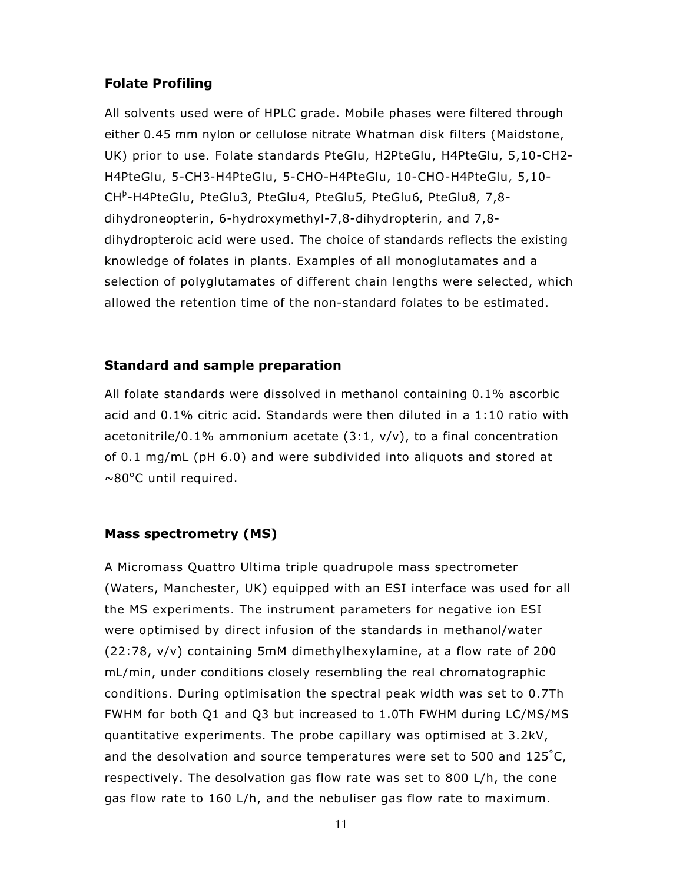## Folate Profiling

All solvents used were of HPLC grade. Mobile phases were filtered through either 0.45 mm nylon or cellulose nitrate Whatman disk filters (Maidstone, UK) prior to use. Folate standards PteGlu, H2PteGlu, H4PteGlu, 5,10-CH2-H4PteGlu, 5-CH3-H4PteGlu, 5-CHO-H4PteGlu, 10-CHO-H4PteGlu, 5,10-CH$^{\flat}$-H4PteGlu, PteGlu3, PteGlu4, PteGlu5, PteGlu6, PteGlu8, 7,8-dihydroneopterin, 6-hydroxymethyl-7,8-dihydropterin, and 7,8-dihydropteroic acid were used. The choice of standards reflects the existing knowledge of folates in plants. Examples of all monoglutamates and a selection of polyglutamates of different chain lengths were selected, which allowed the retention time of the non-standard folates to be estimated.

## Standard and sample preparation

All folate standards were dissolved in methanol containing 0.1% ascorbic acid and 0.1% citric acid. Standards were then diluted in a 1:10 ratio with acetonitrile/0.1% ammonium acetate (3:1, v/v), to a final concentration of 0.1 mg/mL (pH 6.0) and were subdivided into aliquots and stored at ~80°C until required.

## Mass spectrometry (MS)

A Micromass Quattro Ultima triple quadrupole mass spectrometer (Waters, Manchester, UK) equipped with an ESI interface was used for all the MS experiments. The instrument parameters for negative ion ESI were optimised by direct infusion of the standards in methanol/water (22:78, v/v) containing 5mM dimethylhexylamine, at a flow rate of 200 mL/min, under conditions closely resembling the real chromatographic conditions. During optimisation the spectral peak width was set to 0.7Th FWHM for both Q1 and Q3 but increased to 1.0Th FWHM during LC/MS/MS quantitative experiments. The probe capillary was optimised at 3.2kV, and the desolvation and source temperatures were set to 500 and 125°C, respectively. The desolvation gas flow rate was set to 800 L/h, the cone gas flow rate to 160 L/h, and the nebuliser gas flow rate to maximum.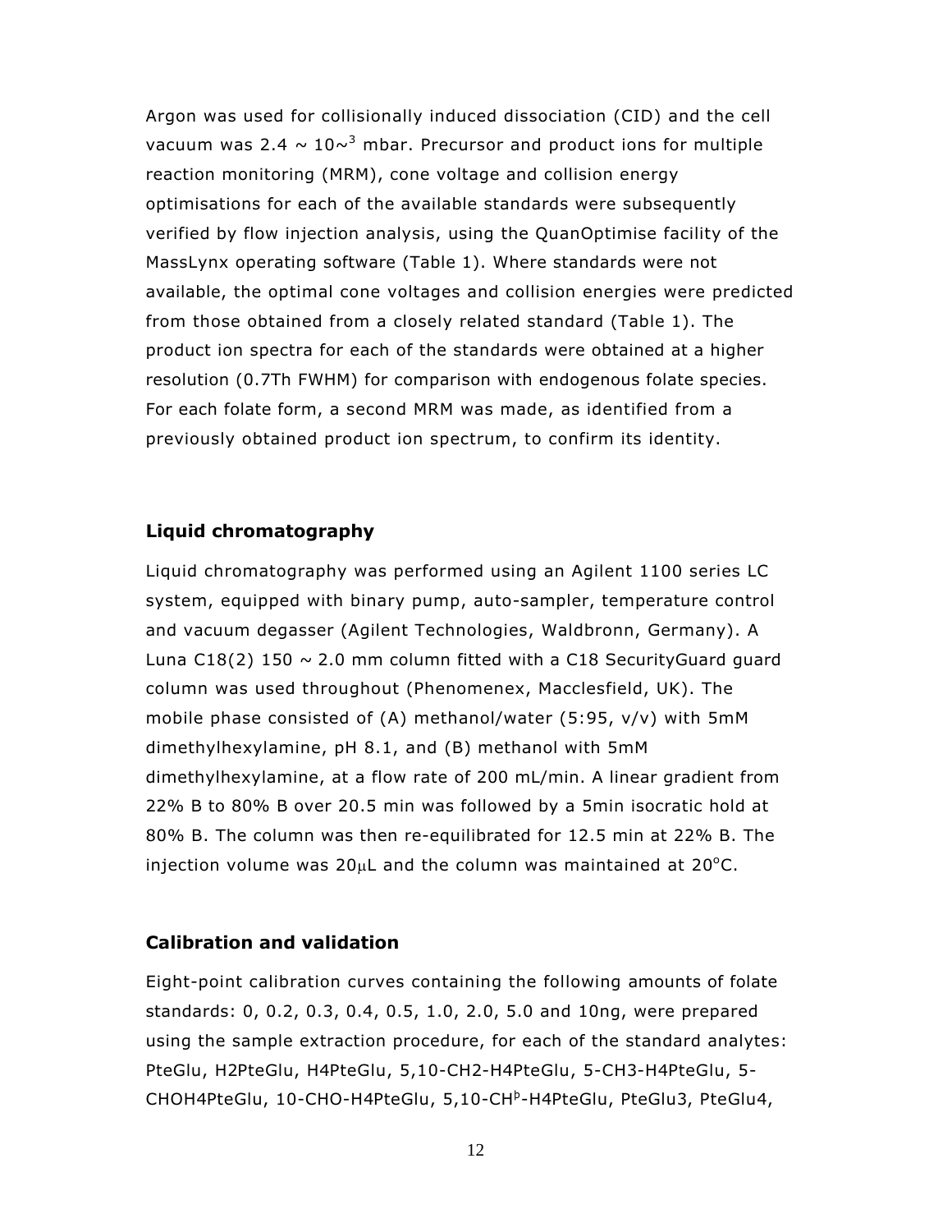Argon was used for collisionally induced dissociation (CID) and the cell vacuum was 2.4 ~ 10~$^{3}$ mbar. Precursor and product ions for multiple reaction monitoring (MRM), cone voltage and collision energy optimisations for each of the available standards were subsequently verified by flow injection analysis, using the QuanOptimise facility of the MassLynx operating software (Table 1). Where standards were not available, the optimal cone voltages and collision energies were predicted from those obtained from a closely related standard (Table 1). The product ion spectra for each of the standards were obtained at a higher resolution (0.7Th FWHM) for comparison with endogenous folate species. For each folate form, a second MRM was made, as identified from a previously obtained product ion spectrum, to confirm its identity.

### Liquid chromatography

Liquid chromatography was performed using an Agilent 1100 series LC system, equipped with binary pump, auto-sampler, temperature control and vacuum degasser (Agilent Technologies, Waldbronn, Germany). A Luna C18(2) 150 ~ 2.0 mm column fitted with a C18 SecurityGuard guard column was used throughout (Phenomenex, Macclesfield, UK). The mobile phase consisted of (A) methanol/water (5:95, v/v) with 5mM dimethylhexylamine, pH 8.1, and (B) methanol with 5mM dimethylhexylamine, at a flow rate of 200 mL/min. A linear gradient from 22% B to 80% B over 20.5 min was followed by a 5min isocratic hold at 80% B. The column was then re-equilibrated for 12.5 min at 22% B. The injection volume was 20μL and the column was maintained at 20°C.

### Calibration and validation

Eight-point calibration curves containing the following amounts of folate standards: 0, 0.2, 0.3, 0.4, 0.5, 1.0, 2.0, 5.0 and 10ng, were prepared using the sample extraction procedure, for each of the standard analytes: PteGlu, H2PteGlu, H4PteGlu, 5,10-CH2-H4PteGlu, 5-CH3-H4PteGlu, 5-CHOH4PteGlu, 10-CHO-H4PteGlu, 5,10-CH$^{b}$-H4PteGlu, PteGlu3, PteGlu4,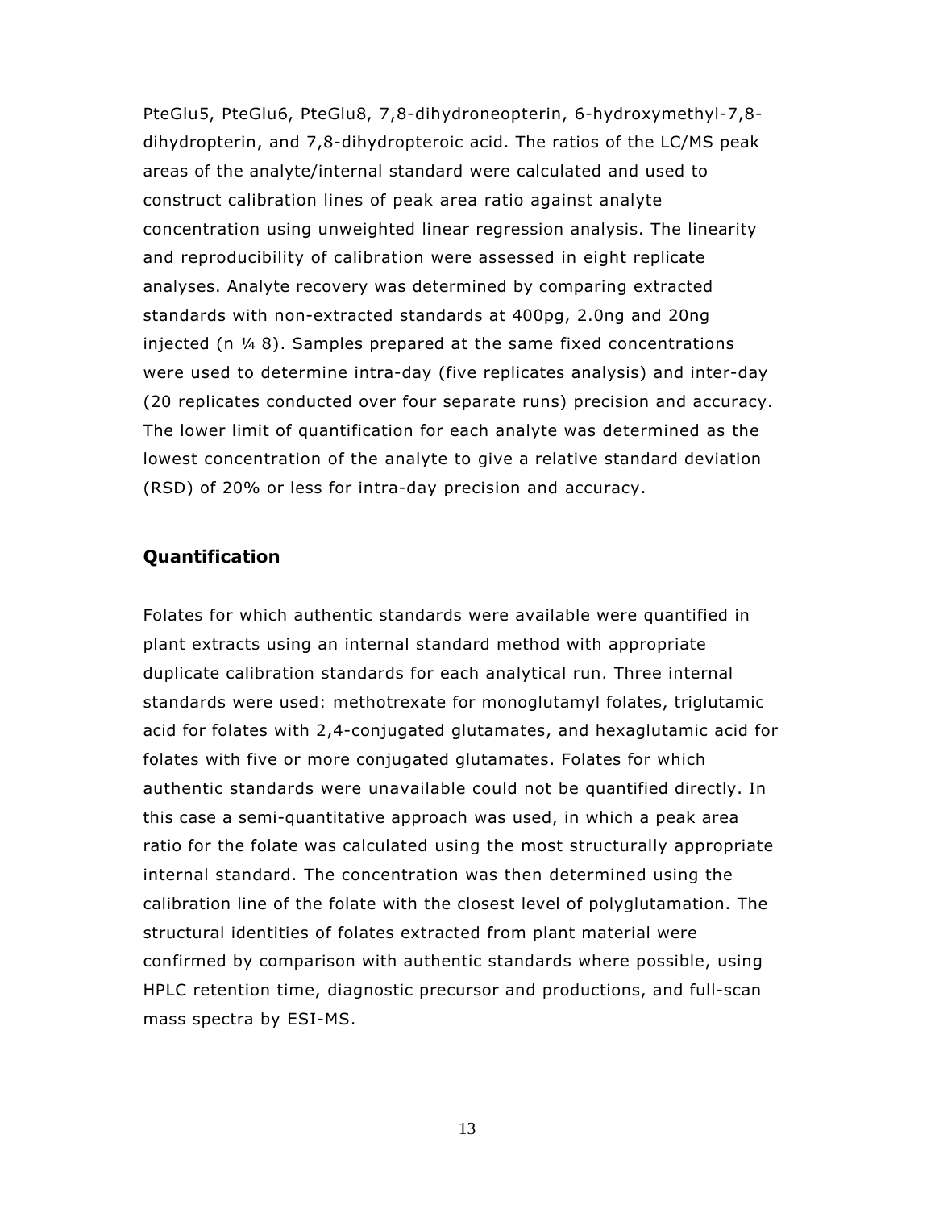PteGlu5, PteGlu6, PteGlu8, 7,8-dihydroneopterin, 6-hydroxymethyl-7,8-dihydropterin, and 7,8-dihydropteroic acid. The ratios of the LC/MS peak areas of the analyte/internal standard were calculated and used to construct calibration lines of peak area ratio against analyte concentration using unweighted linear regression analysis. The linearity and reproducibility of calibration were assessed in eight replicate analyses. Analyte recovery was determined by comparing extracted standards with non-extracted standards at 400pg, 2.0ng and 20ng injected (n ¼ 8). Samples prepared at the same fixed concentrations were used to determine intra-day (five replicates analysis) and inter-day (20 replicates conducted over four separate runs) precision and accuracy. The lower limit of quantification for each analyte was determined as the lowest concentration of the analyte to give a relative standard deviation (RSD) of 20% or less for intra-day precision and accuracy.

## Quantification

Folates for which authentic standards were available were quantified in plant extracts using an internal standard method with appropriate duplicate calibration standards for each analytical run. Three internal standards were used: methotrexate for monoglutamyl folates, triglutamic acid for folates with 2,4-conjugated glutamates, and hexaglutamic acid for folates with five or more conjugated glutamates. Folates for which authentic standards were unavailable could not be quantified directly. In this case a semi-quantitative approach was used, in which a peak area ratio for the folate was calculated using the most structurally appropriate internal standard. The concentration was then determined using the calibration line of the folate with the closest level of polyglutamation. The structural identities of folates extracted from plant material were confirmed by comparison with authentic standards where possible, using HPLC retention time, diagnostic precursor and productions, and full-scan mass spectra by ESI-MS.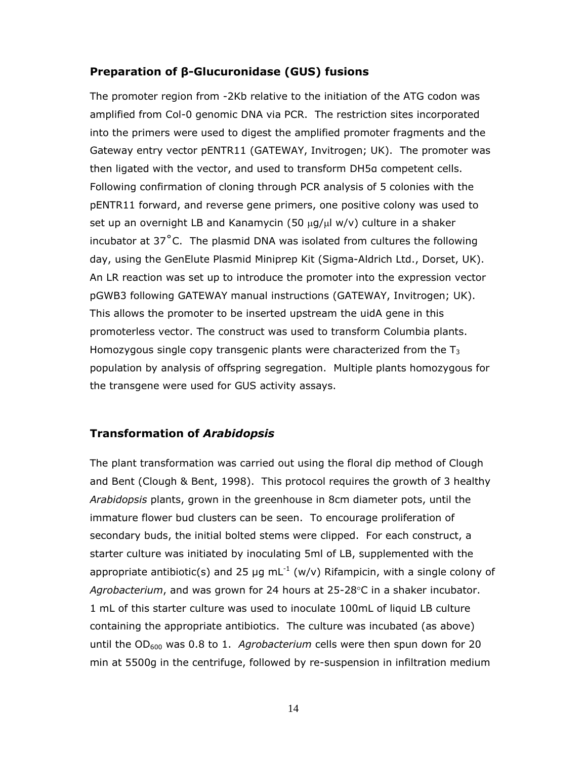### Preparation of β-Glucuronidase (GUS) fusions

The promoter region from -2Kb relative to the initiation of the ATG codon was amplified from Col-0 genomic DNA via PCR. The restriction sites incorporated into the primers were used to digest the amplified promoter fragments and the Gateway entry vector pENTR11 (GATEWAY, Invitrogen; UK). The promoter was then ligated with the vector, and used to transform DH5α competent cells. Following confirmation of cloning through PCR analysis of 5 colonies with the pENTR11 forward, and reverse gene primers, one positive colony was used to set up an overnight LB and Kanamycin (50 μg/μl w/v) culture in a shaker incubator at 37˚C. The plasmid DNA was isolated from cultures the following day, using the GenElute Plasmid Miniprep Kit (Sigma-Aldrich Ltd., Dorset, UK). An LR reaction was set up to introduce the promoter into the expression vector pGWB3 following GATEWAY manual instructions (GATEWAY, Invitrogen; UK). This allows the promoter to be inserted upstream the uidA gene in this promoterless vector. The construct was used to transform Columbia plants. Homozygous single copy transgenic plants were characterized from the $T_3$ population by analysis of offspring segregation. Multiple plants homozygous for the transgene were used for GUS activity assays.

### Transformation of *Arabidopsis*

The plant transformation was carried out using the floral dip method of Clough and Bent (Clough & Bent, 1998). This protocol requires the growth of 3 healthy *Arabidopsis* plants, grown in the greenhouse in 8cm diameter pots, until the immature flower bud clusters can be seen. To encourage proliferation of secondary buds, the initial bolted stems were clipped. For each construct, a starter culture was initiated by inoculating 5ml of LB, supplemented with the appropriate antibiotic(s) and 25 μg $mL^{-1}$ (w/v) Rifampicin, with a single colony of *Agrobacterium*, and was grown for 24 hours at 25-28◦C in a shaker incubator. 1 mL of this starter culture was used to inoculate 100mL of liquid LB culture containing the appropriate antibiotics. The culture was incubated (as above) until the $OD_{600}$ was 0.8 to 1. *Agrobacterium* cells were then spun down for 20 min at 5500g in the centrifuge, followed by re-suspension in infiltration medium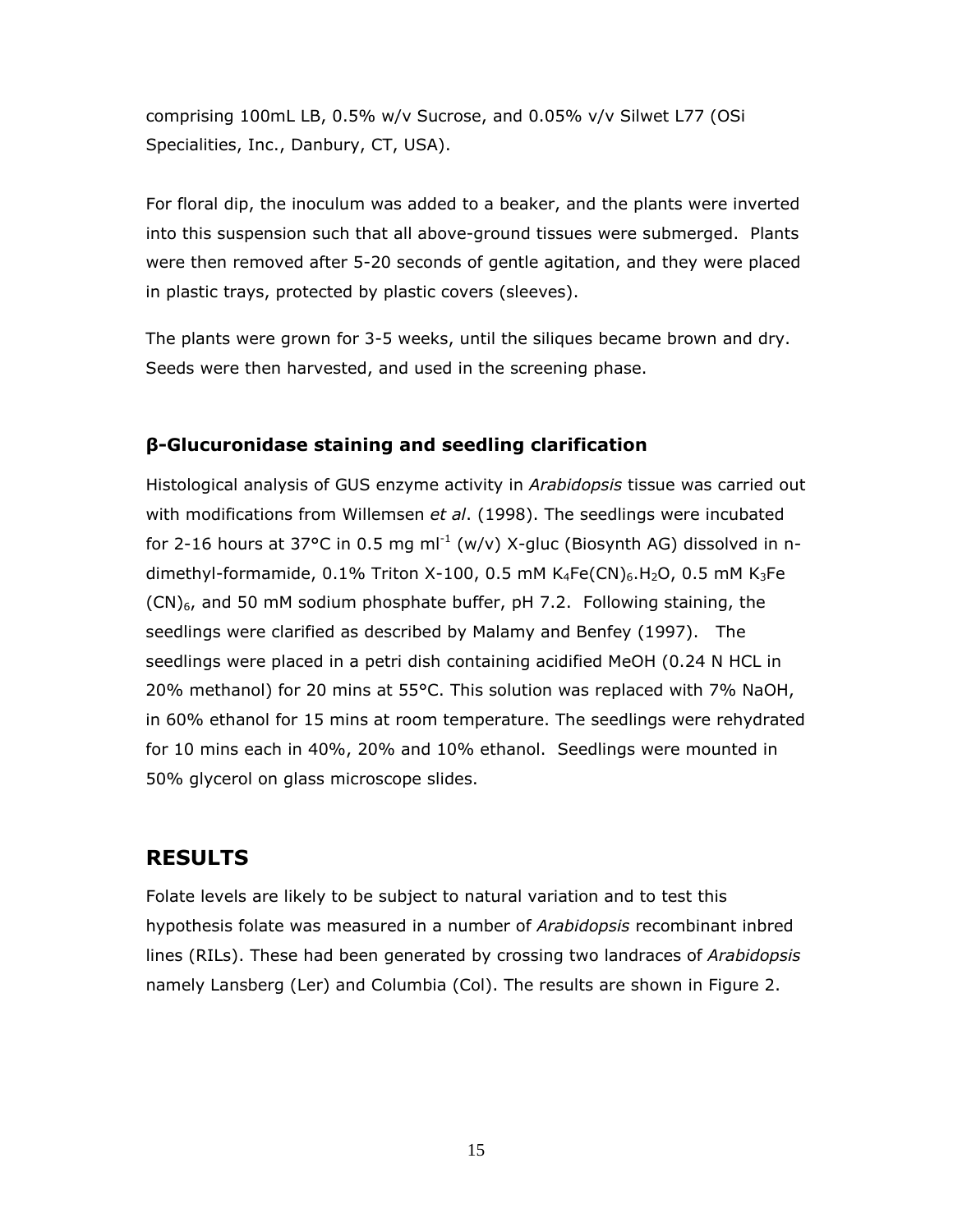comprising 100mL LB, 0.5% w/v Sucrose, and 0.05% v/v Silwet L77 (OSi Specialities, Inc., Danbury, CT, USA).

For floral dip, the inoculum was added to a beaker, and the plants were inverted into this suspension such that all above-ground tissues were submerged. Plants were then removed after 5-20 seconds of gentle agitation, and they were placed in plastic trays, protected by plastic covers (sleeves).

The plants were grown for 3-5 weeks, until the siliques became brown and dry. Seeds were then harvested, and used in the screening phase.

### β-Glucuronidase staining and seedling clarification

Histological analysis of GUS enzyme activity in *Arabidopsis* tissue was carried out with modifications from Willemsen *et al*. (1998). The seedlings were incubated for 2-16 hours at 37°C in 0.5 mg $ml^{-1}$ (w/v) X-gluc (Biosynth AG) dissolved in n-dimethyl-formamide, 0.1% Triton X-100, 0.5 mM $K_4Fe(CN)_6.H_2O$, 0.5 mM $K_3Fe(CN)_6$, and 50 mM sodium phosphate buffer, pH 7.2. Following staining, the seedlings were clarified as described by Malamy and Benfey (1997). The seedlings were placed in a petri dish containing acidified MeOH (0.24 N HCL in 20% methanol) for 20 mins at 55°C. This solution was replaced with 7% NaOH, in 60% ethanol for 15 mins at room temperature. The seedlings were rehydrated for 10 mins each in 40%, 20% and 10% ethanol. Seedlings were mounted in 50% glycerol on glass microscope slides.

## RESULTS

Folate levels are likely to be subject to natural variation and to test this hypothesis folate was measured in a number of *Arabidopsis* recombinant inbred lines (RILs). These had been generated by crossing two landraces of *Arabidopsis* namely Lansberg (Ler) and Columbia (Col). The results are shown in Figure 2.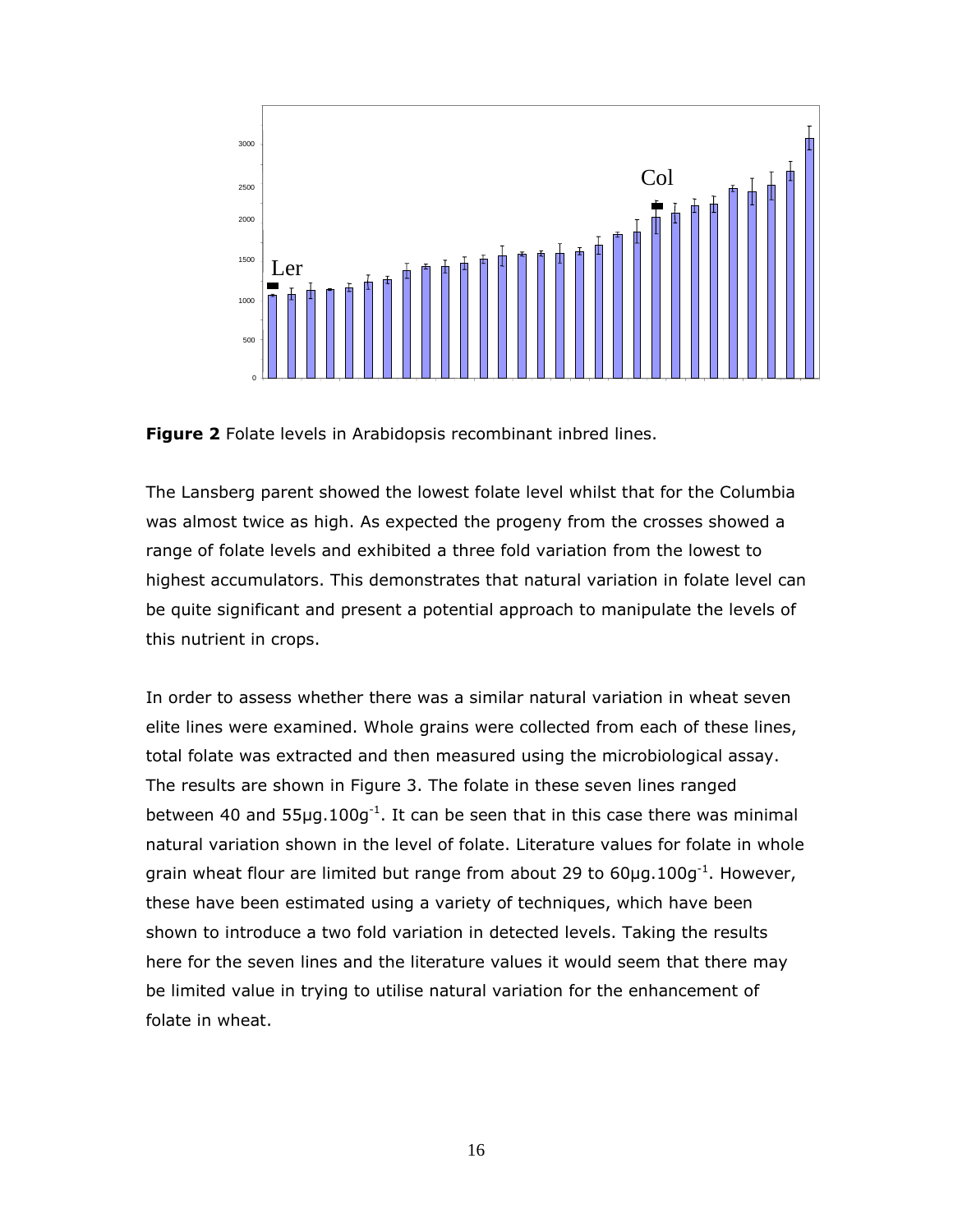**Figure 2** Folate levels in Arabidopsis recombinant inbred lines.

The Lansberg parent showed the lowest folate level whilst that for the Columbia was almost twice as high. As expected the progeny from the crosses showed a range of folate levels and exhibited a three fold variation from the lowest to highest accumulators. This demonstrates that natural variation in folate level can be quite significant and present a potential approach to manipulate the levels of this nutrient in crops.

In order to assess whether there was a similar natural variation in wheat seven elite lines were examined. Whole grains were collected from each of these lines, total folate was extracted and then measured using the microbiological assay. The results are shown in Figure 3. The folate in these seven lines ranged between 40 and 55µg.100g$^{-1}$. It can be seen that in this case there was minimal natural variation shown in the level of folate. Literature values for folate in whole grain wheat flour are limited but range from about 29 to 60µg.100g$^{-1}$. However, these have been estimated using a variety of techniques, which have been shown to introduce a two fold variation in detected levels. Taking the results here for the seven lines and the literature values it would seem that there may be limited value in trying to utilise natural variation for the enhancement of folate in wheat.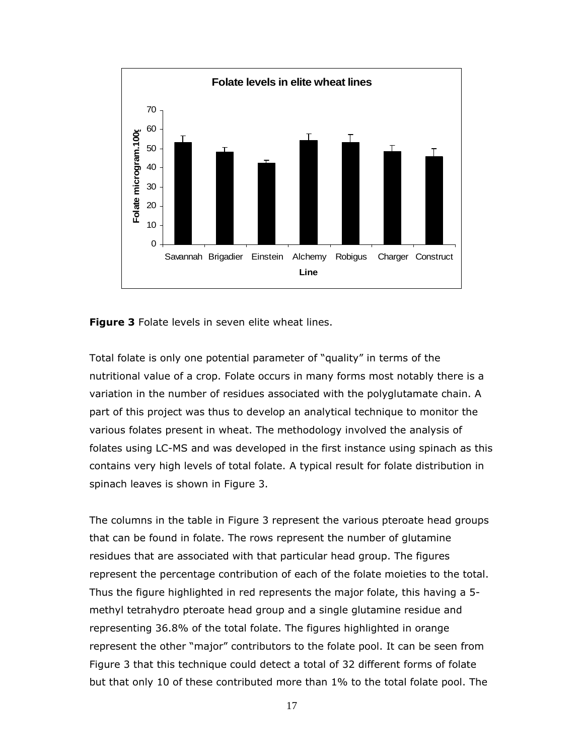**Figure 3** Folate levels in seven elite wheat lines.

Total folate is only one potential parameter of "quality" in terms of the nutritional value of a crop. Folate occurs in many forms most notably there is a variation in the number of residues associated with the polyglutamate chain. A part of this project was thus to develop an analytical technique to monitor the various folates present in wheat. The methodology involved the analysis of folates using LC-MS and was developed in the first instance using spinach as this contains very high levels of total folate. A typical result for folate distribution in spinach leaves is shown in Figure 3.

The columns in the table in Figure 3 represent the various pteroate head groups that can be found in folate. The rows represent the number of glutamine residues that are associated with that particular head group. The figures represent the percentage contribution of each of the folate moieties to the total. Thus the figure highlighted in red represents the major folate, this having a 5-methyl tetrahydro pteroate head group and a single glutamine residue and representing 36.8% of the total folate. The figures highlighted in orange represent the other "major" contributors to the folate pool. It can be seen from Figure 3 that this technique could detect a total of 32 different forms of folate but that only 10 of these contributed more than 1% to the total folate pool. The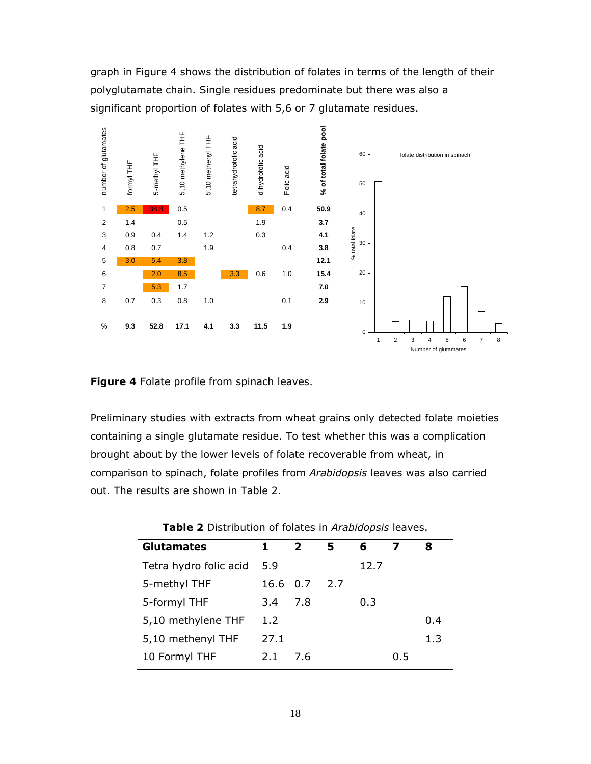graph in Figure 4 shows the distribution of folates in terms of the length of their polyglutamate chain. Single residues predominate but there was also a significant proportion of folates with 5,6 or 7 glutamate residues.

| number of glutamates | formyl THF | 5-methyl THF | 5,10 methylene THF | 5,10 methenyl THF | tetrahydrofolic acid | dihydrofolic acid | Folic acid | **% of total folate pool** |
|---|---|---|---|---|---|---|---|---|
| 1 | 2.5 | 38.8 | 0.5 | | | 8.7 | 0.4 | **50.9** |
| 2 | 1.4 | | 0.5 | | | 1.9 | | **3.7** |
| 3 | 0.9 | 0.4 | 1.4 | 1.2 | | 0.3 | | **4.1** |
| 4 | 0.8 | 0.7 | | 1.9 | | | 0.4 | **3.8** |
| 5 | 3.0 | 5.4 | 3.8 | | | | | **12.1** |
| 6 | | 2.0 | 8.5 | | 3.3 | 0.6 | 1.0 | **15.4** |
| 7 | | 5.3 | 1.7 | | | | | **7.0** |
| 8 | 0.7 | 0.3 | 0.8 | 1.0 | | | 0.1 | **2.9** |
| % | **9.3** | **52.8** | **17.1** | **4.1** | **3.3** | **11.5** | **1.9** | |

**Figure 4** Folate profile from spinach leaves.

Preliminary studies with extracts from wheat grains only detected folate moieties containing a single glutamate residue. To test whether this was a complication brought about by the lower levels of folate recoverable from wheat, in comparison to spinach, folate profiles from *Arabidopsis* leaves was also carried out. The results are shown in Table 2.

**Table 2** Distribution of folates in *Arabidopsis* leaves.

| **Glutamates** | **1** | **2** | **5** | **6** | **7** | **8** |
|---|---|---|---|---|---|---|
| Tetra hydro folic acid | 5.9 | | | 12.7 | | |
| 5-methyl THF | 16.6 | 0.7 | 2.7 | | | |
| 5-formyl THF | 3.4 | 7.8 | | 0.3 | | |
| 5,10 methylene THF | 1.2 | | | | | 0.4 |
| 5,10 methenyl THF | 27.1 | | | | | 1.3 |
| 10 Formyl THF | 2.1 | 7.6 | | | 0.5 | |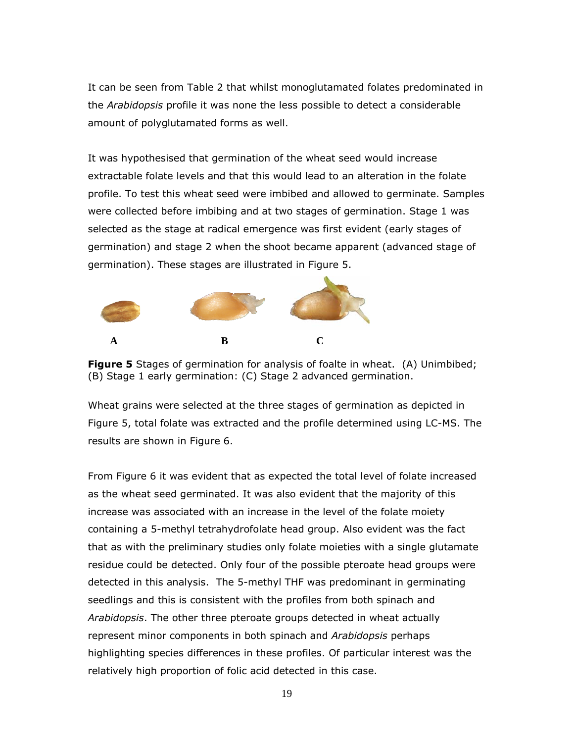It can be seen from Table 2 that whilst monoglutamated folates predominated in the *Arabidopsis* profile it was none the less possible to detect a considerable amount of polyglutamated forms as well.

It was hypothesised that germination of the wheat seed would increase extractable folate levels and that this would lead to an alteration in the folate profile. To test this wheat seed were imbibed and allowed to germinate. Samples were collected before imbibing and at two stages of germination. Stage 1 was selected as the stage at radical emergence was first evident (early stages of germination) and stage 2 when the shoot became apparent (advanced stage of germination). These stages are illustrated in Figure 5.

**A** **B** **C**

**Figure 5** Stages of germination for analysis of foalte in wheat. (A) Unimbibed; (B) Stage 1 early germination: (C) Stage 2 advanced germination.

Wheat grains were selected at the three stages of germination as depicted in Figure 5, total folate was extracted and the profile determined using LC-MS. The results are shown in Figure 6.

From Figure 6 it was evident that as expected the total level of folate increased as the wheat seed germinated. It was also evident that the majority of this increase was associated with an increase in the level of the folate moiety containing a 5-methyl tetrahydrofolate head group. Also evident was the fact that as with the preliminary studies only folate moieties with a single glutamate residue could be detected. Only four of the possible pteroate head groups were detected in this analysis. The 5-methyl THF was predominant in germinating seedlings and this is consistent with the profiles from both spinach and *Arabidopsis*. The other three pteroate groups detected in wheat actually represent minor components in both spinach and *Arabidopsis* perhaps highlighting species differences in these profiles. Of particular interest was the relatively high proportion of folic acid detected in this case.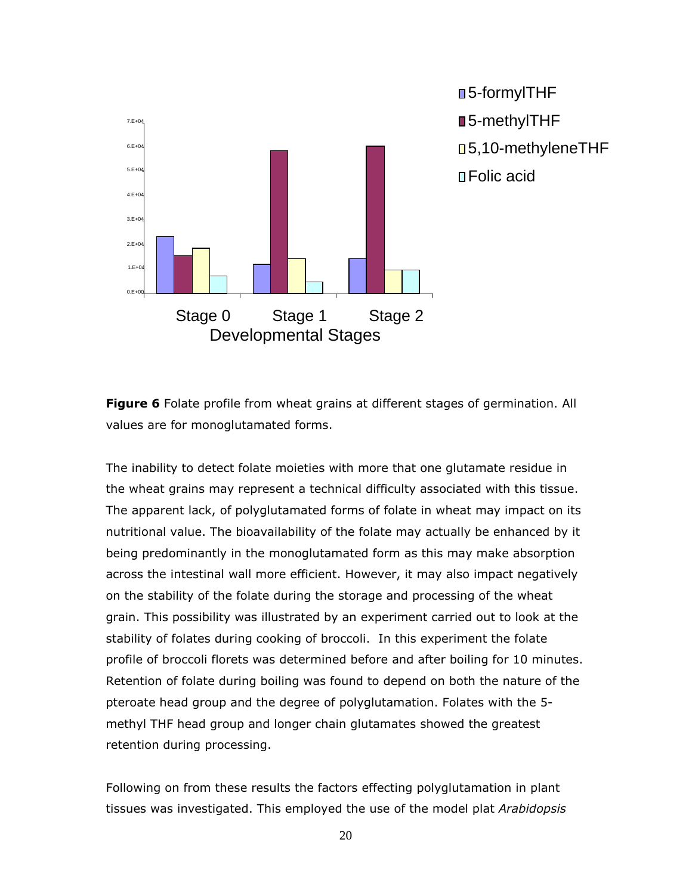**Figure 6** Folate profile from wheat grains at different stages of germination. All values are for monoglutamated forms.

The inability to detect folate moieties with more that one glutamate residue in the wheat grains may represent a technical difficulty associated with this tissue. The apparent lack, of polyglutamated forms of folate in wheat may impact on its nutritional value. The bioavailability of the folate may actually be enhanced by it being predominantly in the monoglutamated form as this may make absorption across the intestinal wall more efficient. However, it may also impact negatively on the stability of the folate during the storage and processing of the wheat grain. This possibility was illustrated by an experiment carried out to look at the stability of folates during cooking of broccoli. In this experiment the folate profile of broccoli florets was determined before and after boiling for 10 minutes. Retention of folate during boiling was found to depend on both the nature of the pteroate head group and the degree of polyglutamation. Folates with the 5-methyl THF head group and longer chain glutamates showed the greatest retention during processing.

Following on from these results the factors effecting polyglutamation in plant tissues was investigated. This employed the use of the model plat *Arabidopsis*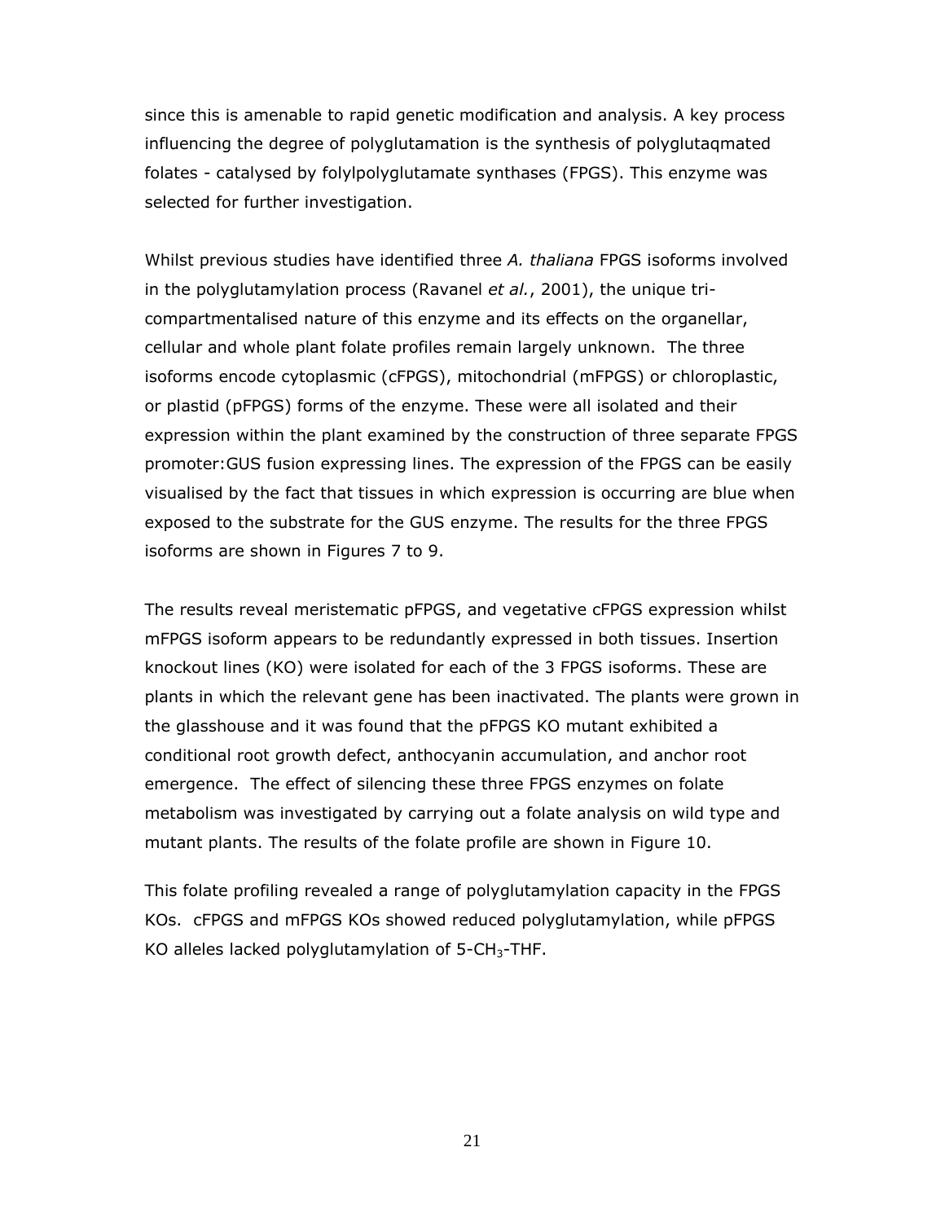since this is amenable to rapid genetic modification and analysis. A key process influencing the degree of polyglutamation is the synthesis of polyglutaqmated folates - catalysed by folylpolyglutamate synthases (FPGS). This enzyme was selected for further investigation.

Whilst previous studies have identified three *A. thaliana* FPGS isoforms involved in the polyglutamylation process (Ravanel *et al.*, 2001), the unique tri-compartmentalised nature of this enzyme and its effects on the organellar, cellular and whole plant folate profiles remain largely unknown. The three isoforms encode cytoplasmic (cFPGS), mitochondrial (mFPGS) or chloroplastic, or plastid (pFPGS) forms of the enzyme. These were all isolated and their expression within the plant examined by the construction of three separate FPGS promoter:GUS fusion expressing lines. The expression of the FPGS can be easily visualised by the fact that tissues in which expression is occurring are blue when exposed to the substrate for the GUS enzyme. The results for the three FPGS isoforms are shown in Figures 7 to 9.

The results reveal meristematic pFPGS, and vegetative cFPGS expression whilst mFPGS isoform appears to be redundantly expressed in both tissues. Insertion knockout lines (KO) were isolated for each of the 3 FPGS isoforms. These are plants in which the relevant gene has been inactivated. The plants were grown in the glasshouse and it was found that the pFPGS KO mutant exhibited a conditional root growth defect, anthocyanin accumulation, and anchor root emergence. The effect of silencing these three FPGS enzymes on folate metabolism was investigated by carrying out a folate analysis on wild type and mutant plants. The results of the folate profile are shown in Figure 10.

This folate profiling revealed a range of polyglutamylation capacity in the FPGS KOs. cFPGS and mFPGS KOs showed reduced polyglutamylation, while pFPGS KO alleles lacked polyglutamylation of 5-$CH_3$-THF.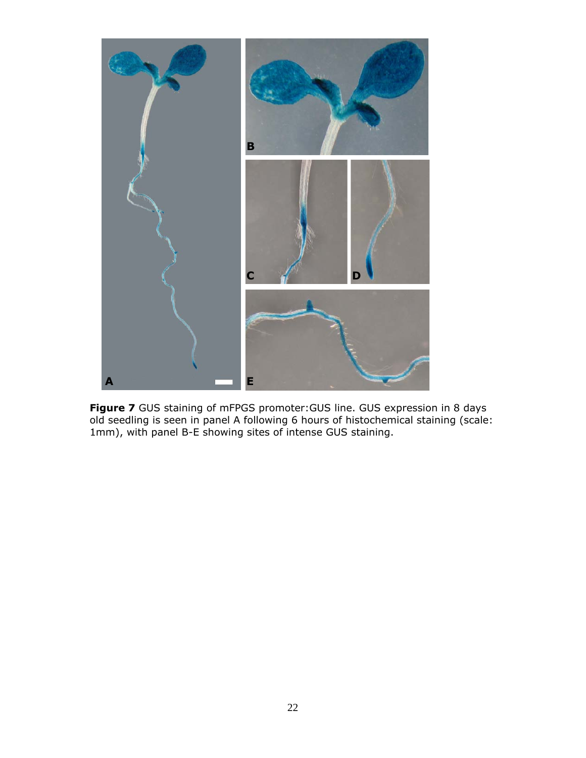**Figure 7** GUS staining of mFPGS promoter:GUS line. GUS expression in 8 days old seedling is seen in panel A following 6 hours of histochemical staining (scale: 1mm), with panel B-E showing sites of intense GUS staining.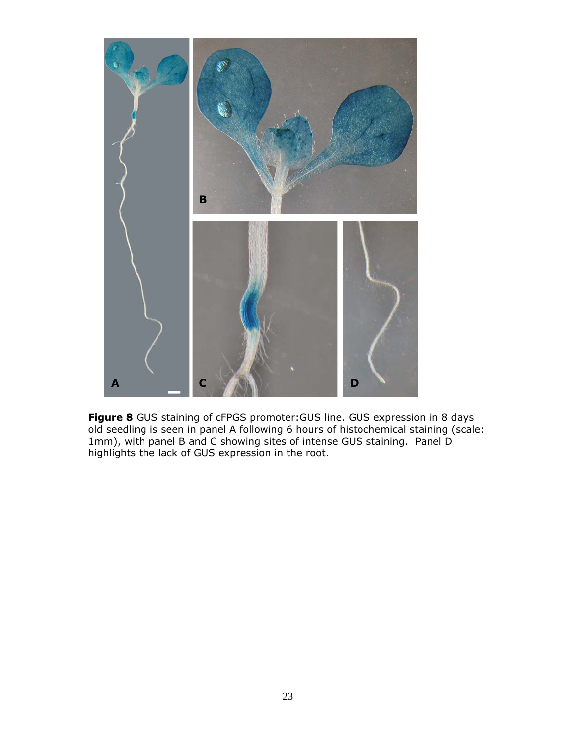**Figure 8** GUS staining of cFPGS promoter:GUS line. GUS expression in 8 days old seedling is seen in panel A following 6 hours of histochemical staining (scale: 1mm), with panel B and C showing sites of intense GUS staining. Panel D highlights the lack of GUS expression in the root.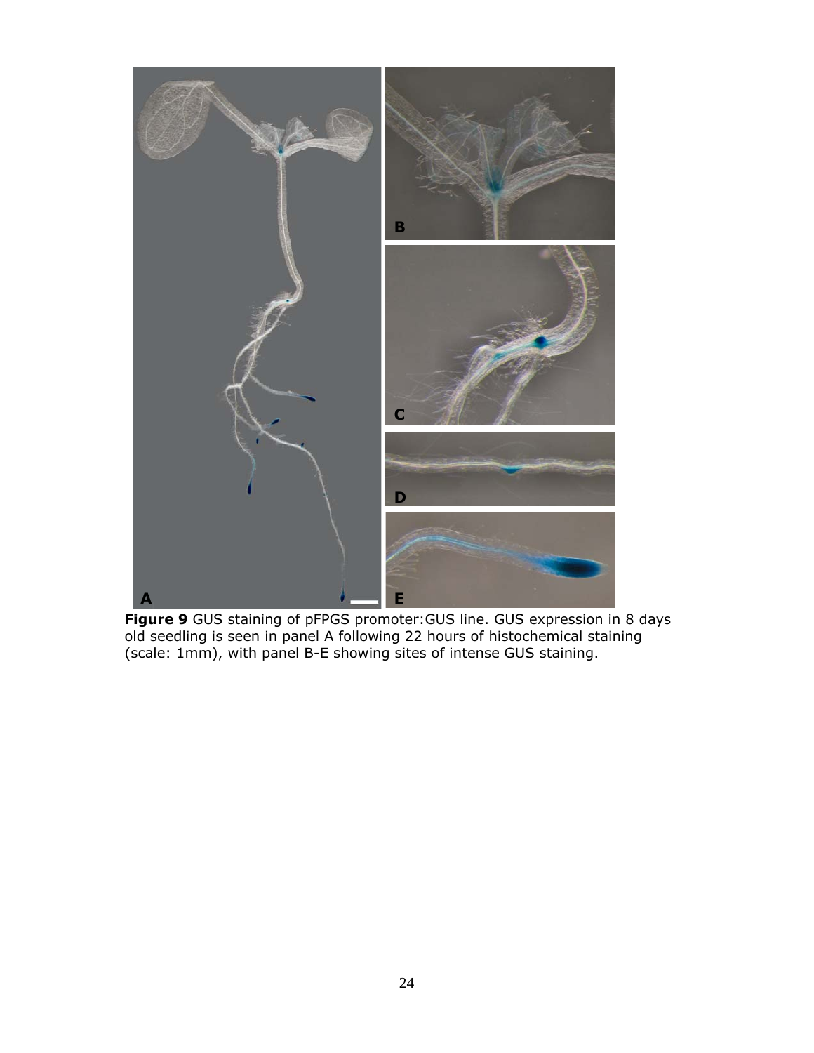**Figure 9** GUS staining of pFPGS promoter:GUS line. GUS expression in 8 days old seedling is seen in panel A following 22 hours of histochemical staining (scale: 1mm), with panel B-E showing sites of intense GUS staining.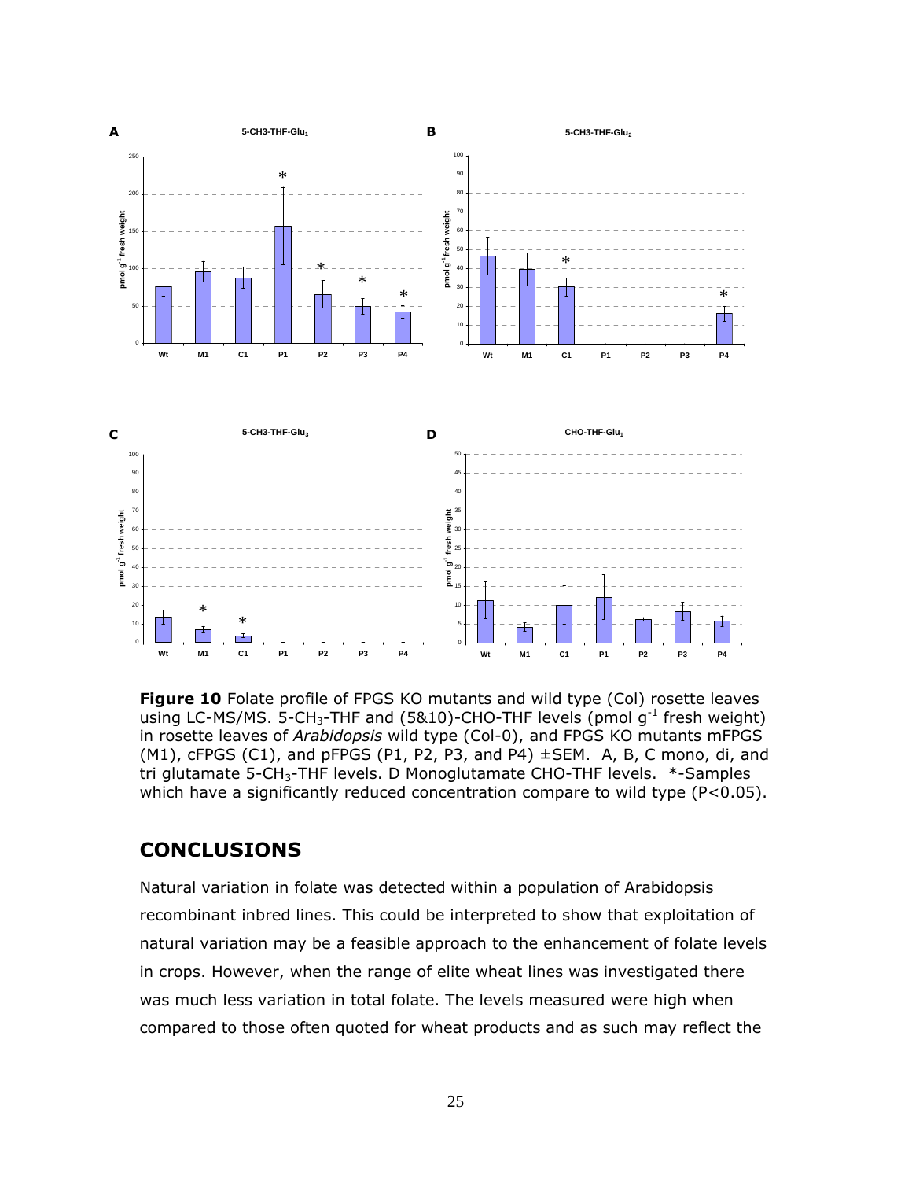**Figure 10** Folate profile of FPGS KO mutants and wild type (Col) rosette leaves using LC-MS/MS. 5-$CH_3$-THF and (5&10)-CHO-THF levels (pmol $g^{-1}$ fresh weight) in rosette leaves of *Arabidopsis* wild type (Col-0), and FPGS KO mutants mFPGS (M1), cFPGS (C1), and pFPGS (P1, P2, P3, and P4) ±SEM. A, B, C mono, di, and tri glutamate 5-$CH_3$-THF levels. D Monoglutamate CHO-THF levels. *-Samples which have a significantly reduced concentration compare to wild type (P<0.05).

## CONCLUSIONS

Natural variation in folate was detected within a population of Arabidopsis recombinant inbred lines. This could be interpreted to show that exploitation of natural variation may be a feasible approach to the enhancement of folate levels in crops. However, when the range of elite wheat lines was investigated there was much less variation in total folate. The levels measured were high when compared to those often quoted for wheat products and as such may reflect the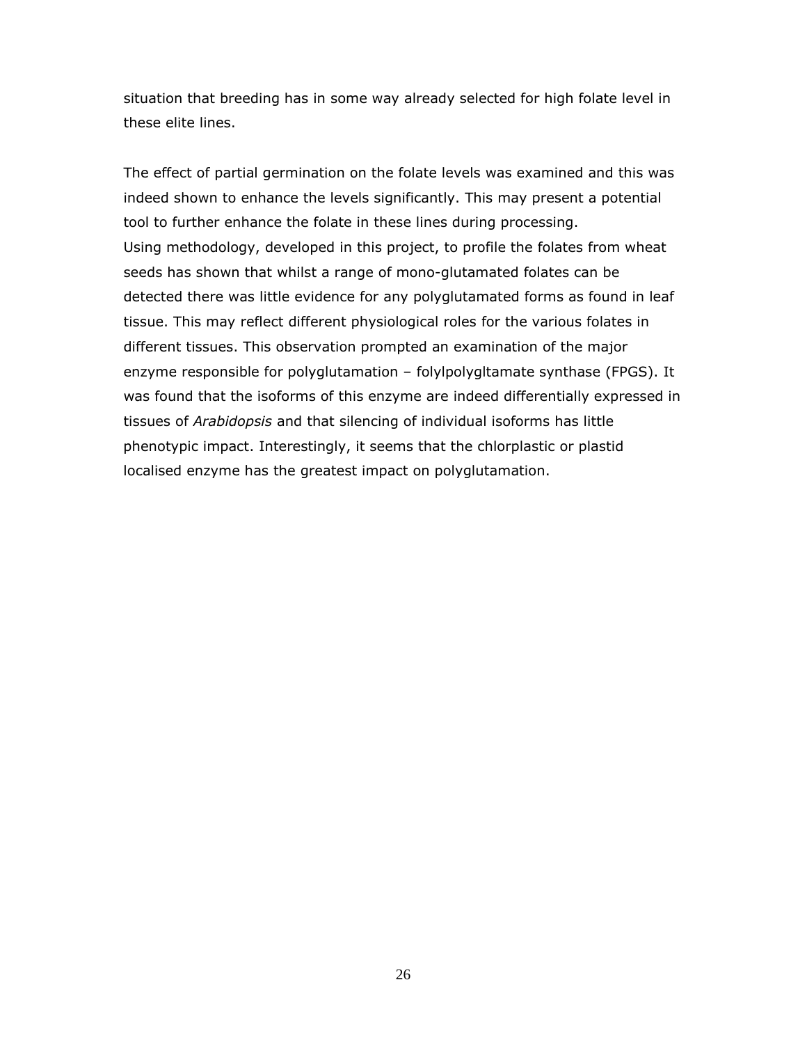situation that breeding has in some way already selected for high folate level in these elite lines.

The effect of partial germination on the folate levels was examined and this was indeed shown to enhance the levels significantly. This may present a potential tool to further enhance the folate in these lines during processing.
Using methodology, developed in this project, to profile the folates from wheat seeds has shown that whilst a range of mono-glutamated folates can be detected there was little evidence for any polyglutamated forms as found in leaf tissue. This may reflect different physiological roles for the various folates in different tissues. This observation prompted an examination of the major enzyme responsible for polyglutamation – folylpolygltamate synthase (FPGS). It was found that the isoforms of this enzyme are indeed differentially expressed in tissues of *Arabidopsis* and that silencing of individual isoforms has little phenotypic impact. Interestingly, it seems that the chlorplastic or plastid localised enzyme has the greatest impact on polyglutamation.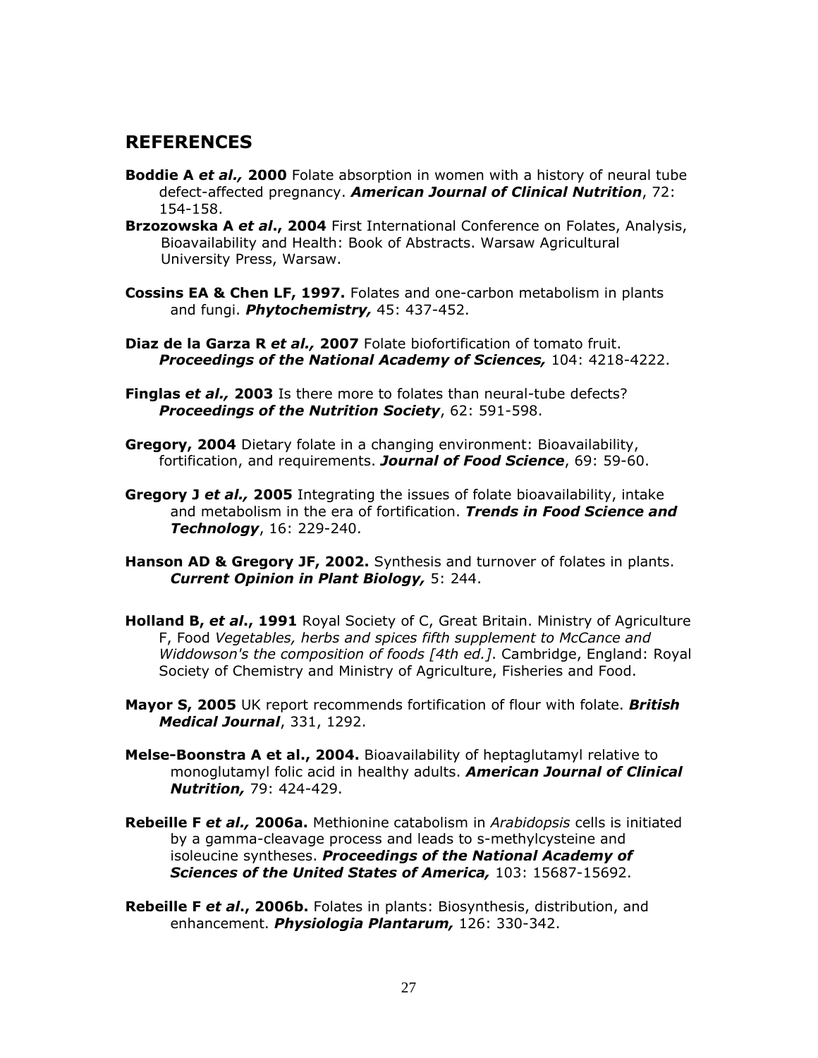## REFERENCES

**Boddie A *et al.,* 2000** Folate absorption in women with a history of neural tube defect-affected pregnancy. ***American Journal of Clinical Nutrition***, 72: 154-158.

**Brzozowska A *et al*., 2004** First International Conference on Folates, Analysis, Bioavailability and Health: Book of Abstracts. Warsaw Agricultural University Press, Warsaw.

**Cossins EA & Chen LF, 1997.** Folates and one-carbon metabolism in plants and fungi. ***Phytochemistry,*** 45: 437-452.

**Diaz de la Garza R *et al.,* 2007** Folate biofortification of tomato fruit. ***Proceedings of the National Academy of Sciences,*** 104: 4218-4222.

**Finglas *et al.,* 2003** Is there more to folates than neural-tube defects? ***Proceedings of the Nutrition Society***, 62: 591-598.

**Gregory, 2004** Dietary folate in a changing environment: Bioavailability, fortification, and requirements. ***Journal of Food Science***, 69: 59-60.

**Gregory J *et al.,* 2005** Integrating the issues of folate bioavailability, intake and metabolism in the era of fortification. ***Trends in Food Science and Technology***, 16: 229-240.

**Hanson AD & Gregory JF, 2002.** Synthesis and turnover of folates in plants. ***Current Opinion in Plant Biology,*** 5: 244.

**Holland B, *et al*., 1991** Royal Society of C, Great Britain. Ministry of Agriculture F, Food *Vegetables, herbs and spices fifth supplement to McCance and Widdowson's the composition of foods [4th ed.]*. Cambridge, England: Royal Society of Chemistry and Ministry of Agriculture, Fisheries and Food.

**Mayor S, 2005** UK report recommends fortification of flour with folate. ***British Medical Journal***, 331, 1292.

**Melse-Boonstra A et al., 2004.** Bioavailability of heptaglutamyl relative to monoglutamyl folic acid in healthy adults. ***American Journal of Clinical Nutrition,*** 79: 424-429.

**Rebeille F *et al.,* 2006a.** Methionine catabolism in *Arabidopsis* cells is initiated by a gamma-cleavage process and leads to s-methylcysteine and isoleucine syntheses. ***Proceedings of the National Academy of Sciences of the United States of America,*** 103: 15687-15692.

**Rebeille F *et al*., 2006b.** Folates in plants: Biosynthesis, distribution, and enhancement. ***Physiologia Plantarum,*** 126: 330-342.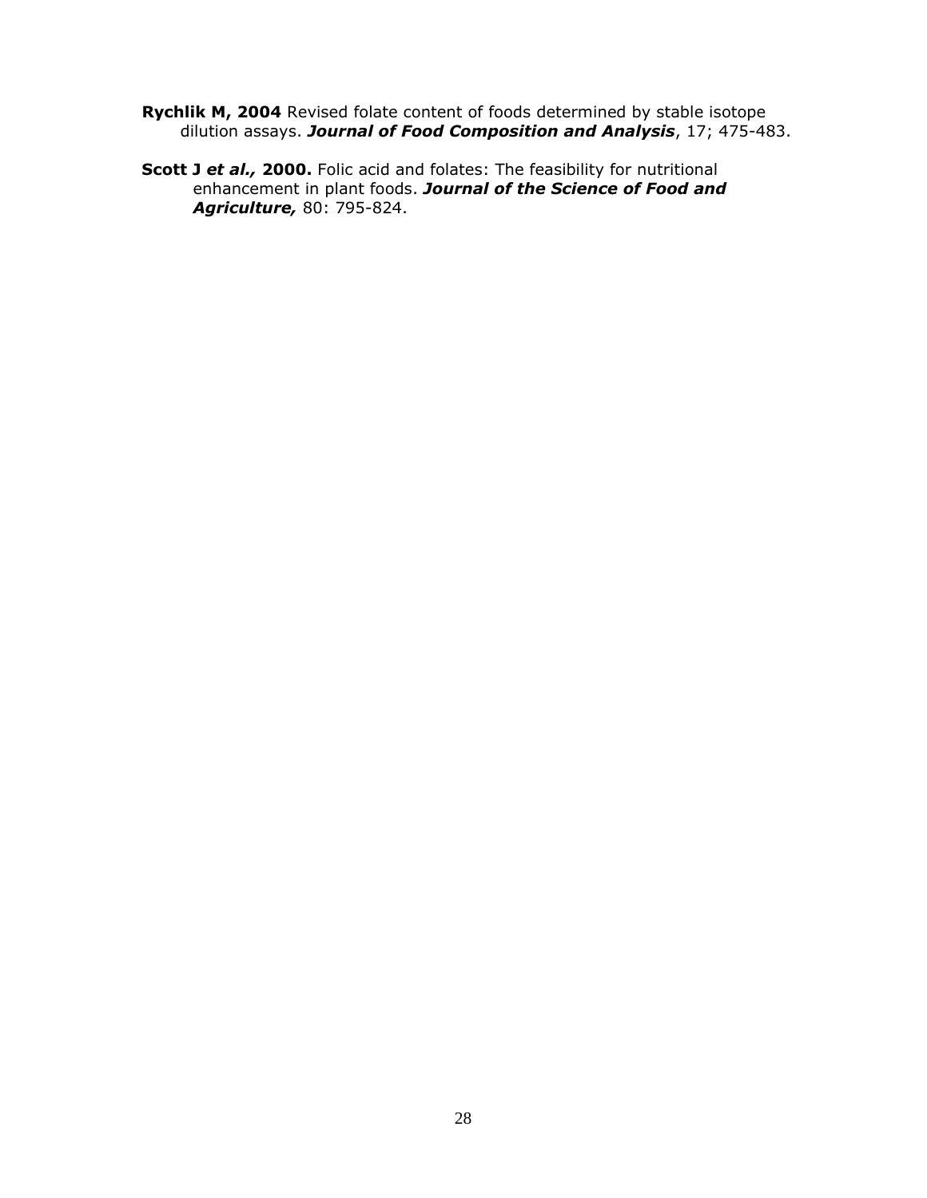**Rychlik M, 2004** Revised folate content of foods determined by stable isotope dilution assays. ***Journal of Food Composition and Analysis***, 17; 475-483.

**Scott J *et al.,* 2000.** Folic acid and folates: The feasibility for nutritional enhancement in plant foods. ***Journal of the Science of Food and Agriculture,*** 80: 795-824.